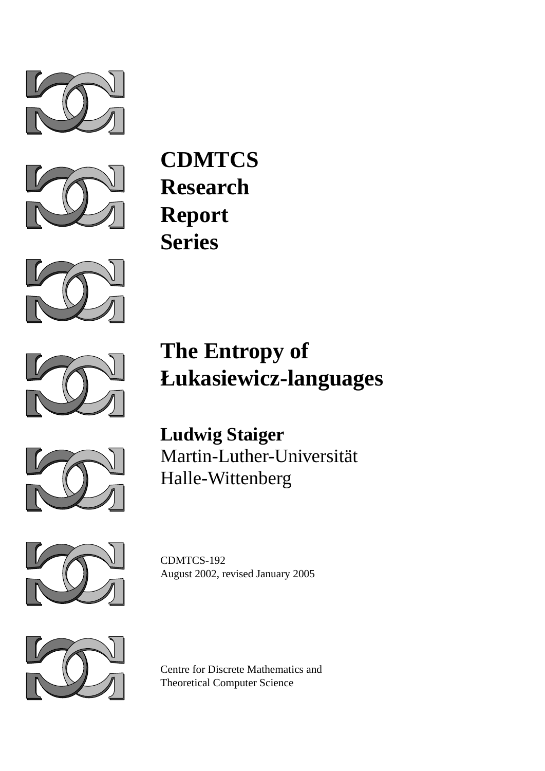**CDMTCS**
**Research**
**Report**
**Series**

# The Entropy of Łukasiewicz-languages

**Ludwig Staiger**
Martin-Luther-Universität
Halle-Wittenberg

CDMTCS-192
August 2002, revised January 2005

Centre for Discrete Mathematics and
Theoretical Computer Science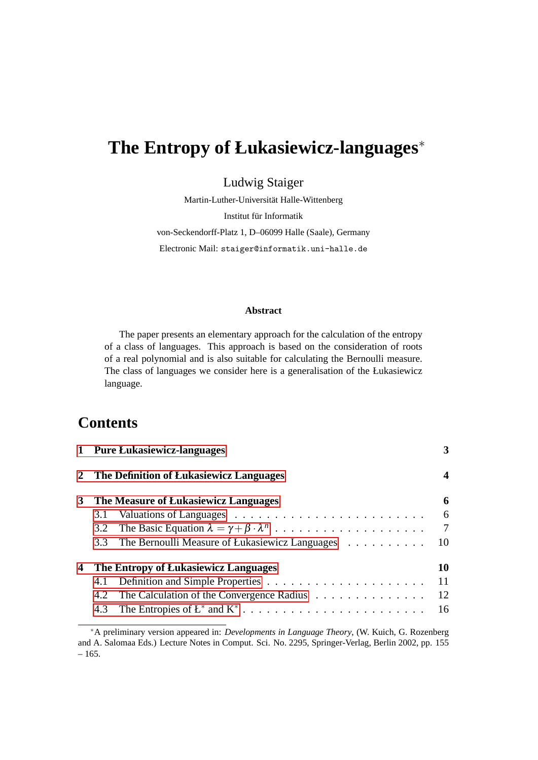# The Entropy of Łukasiewicz-languages*

Ludwig Staiger

Martin-Luther-Universität Halle-Wittenberg

Institut für Informatik

von-Seckendorff-Platz 1, D–06099 Halle (Saale), Germany

Electronic Mail: `staiger@informatik.uni-halle.de`

**Abstract**

The paper presents an elementary approach for the calculation of the entropy of a class of languages. This approach is based on the consideration of roots of a real polynomial and is also suitable for calculating the Bernoulli measure. The class of languages we consider here is a generalisation of the Łukasiewicz language.

## Contents

| | | |
|---|---|---|
| **1** | **Pure Łukasiewicz-languages** | **3** |
| **2** | **The Definition of Łukasiewicz Languages** | **4** |
| **3** | **The Measure of Łukasiewicz Languages** | **6** |
| 3.1 | Valuations of Languages | 6 |
| 3.2 | The Basic Equation $\lambda = \gamma + \beta \cdot \lambda^n$ | 7 |
| 3.3 | The Bernoulli Measure of Łukasiewicz Languages | 10 |
| **4** | **The Entropy of Łukasiewicz Languages** | **10** |
| 4.1 | Definition and Simple Properties | 11 |
| 4.2 | The Calculation of the Convergence Radius | 12 |
| 4.3 | The Entropies of $Ł^*$ and $K^*$ | 16 |

*A preliminary version appeared in: *Developments in Language Theory*, (W. Kuich, G. Rozenberg and A. Salomaa Eds.) Lecture Notes in Comput. Sci. No. 2295, Springer-Verlag, Berlin 2002, pp. 155 – 165.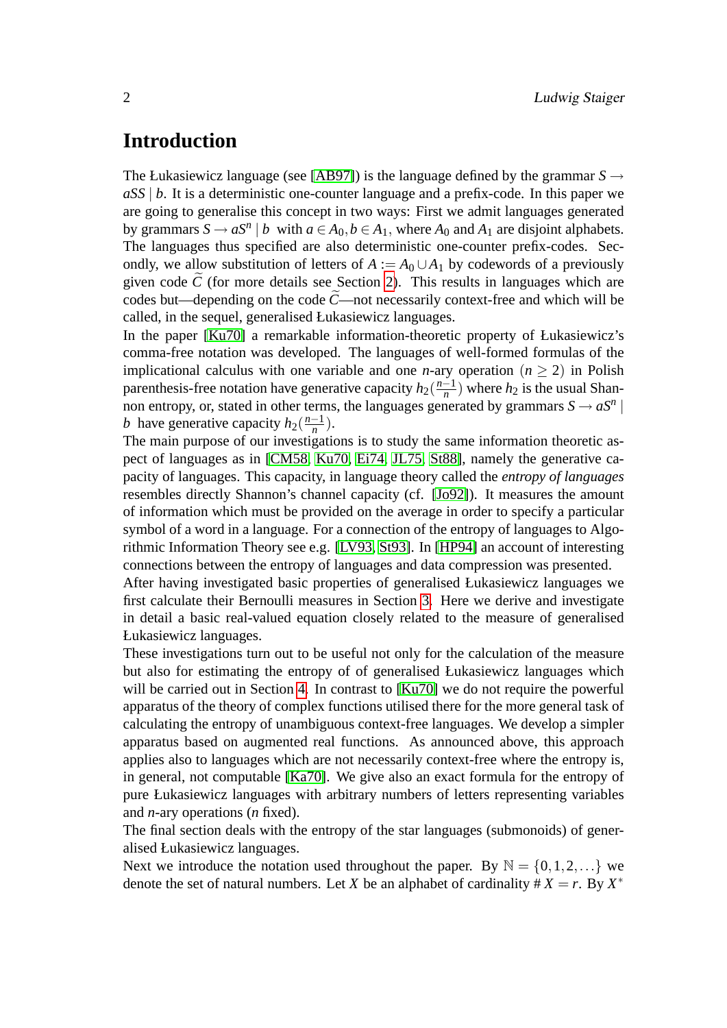# Introduction

The Łukasiewicz language (see [AB97]) is the language defined by the grammar $S \to aSS \mid b$. It is a deterministic one-counter language and a prefix-code. In this paper we are going to generalise this concept in two ways: First we admit languages generated by grammars $S \to aS^n \mid b$ with $a \in A_0, b \in A_1$, where $A_0$ and $A_1$ are disjoint alphabets. The languages thus specified are also deterministic one-counter prefix-codes. Secondly, we allow substitution of letters of $A := A_0 \cup A_1$ by codewords of a previously given code $\widetilde{C}$ (for more details see Section 2). This results in languages which are codes but—depending on the code $\widetilde{C}$—not necessarily context-free and which will be called, in the sequel, generalised Łukasiewicz languages.

In the paper [Ku70] a remarkable information-theoretic property of Łukasiewicz's comma-free notation was developed. The languages of well-formed formulas of the implicational calculus with one variable and one $n$-ary operation $(n \geq 2)$ in Polish parenthesis-free notation have generative capacity $h_2(\frac{n-1}{n})$ where $h_2$ is the usual Shannon entropy, or, stated in other terms, the languages generated by grammars $S \to aS^n \mid b$ have generative capacity $h_2(\frac{n-1}{n})$.

The main purpose of our investigations is to study the same information theoretic aspect of languages as in [CM58, Ku70, Ei74, JL75, St88], namely the generative capacity of languages. This capacity, in language theory called the *entropy of languages* resembles directly Shannon's channel capacity (cf. [Jo92]). It measures the amount of information which must be provided on the average in order to specify a particular symbol of a word in a language. For a connection of the entropy of languages to Algorithmic Information Theory see e.g. [LV93, St93]. In [HP94] an account of interesting connections between the entropy of languages and data compression was presented.

After having investigated basic properties of generalised Łukasiewicz languages we first calculate their Bernoulli measures in Section 3. Here we derive and investigate in detail a basic real-valued equation closely related to the measure of generalised Łukasiewicz languages.

These investigations turn out to be useful not only for the calculation of the measure but also for estimating the entropy of of generalised Łukasiewicz languages which will be carried out in Section 4. In contrast to [Ku70] we do not require the powerful apparatus of the theory of complex functions utilised there for the more general task of calculating the entropy of unambiguous context-free languages. We develop a simpler apparatus based on augmented real functions. As announced above, this approach applies also to languages which are not necessarily context-free where the entropy is, in general, not computable [Ka70]. We give also an exact formula for the entropy of pure Łukasiewicz languages with arbitrary numbers of letters representing variables and $n$-ary operations ($n$ fixed).

The final section deals with the entropy of the star languages (submonoids) of generalised Łukasiewicz languages.

Next we introduce the notation used throughout the paper. By $\mathbb{N} = \{0, 1, 2, \ldots\}$ we denote the set of natural numbers. Let $X$ be an alphabet of cardinality $\# X = r$. By $X^*$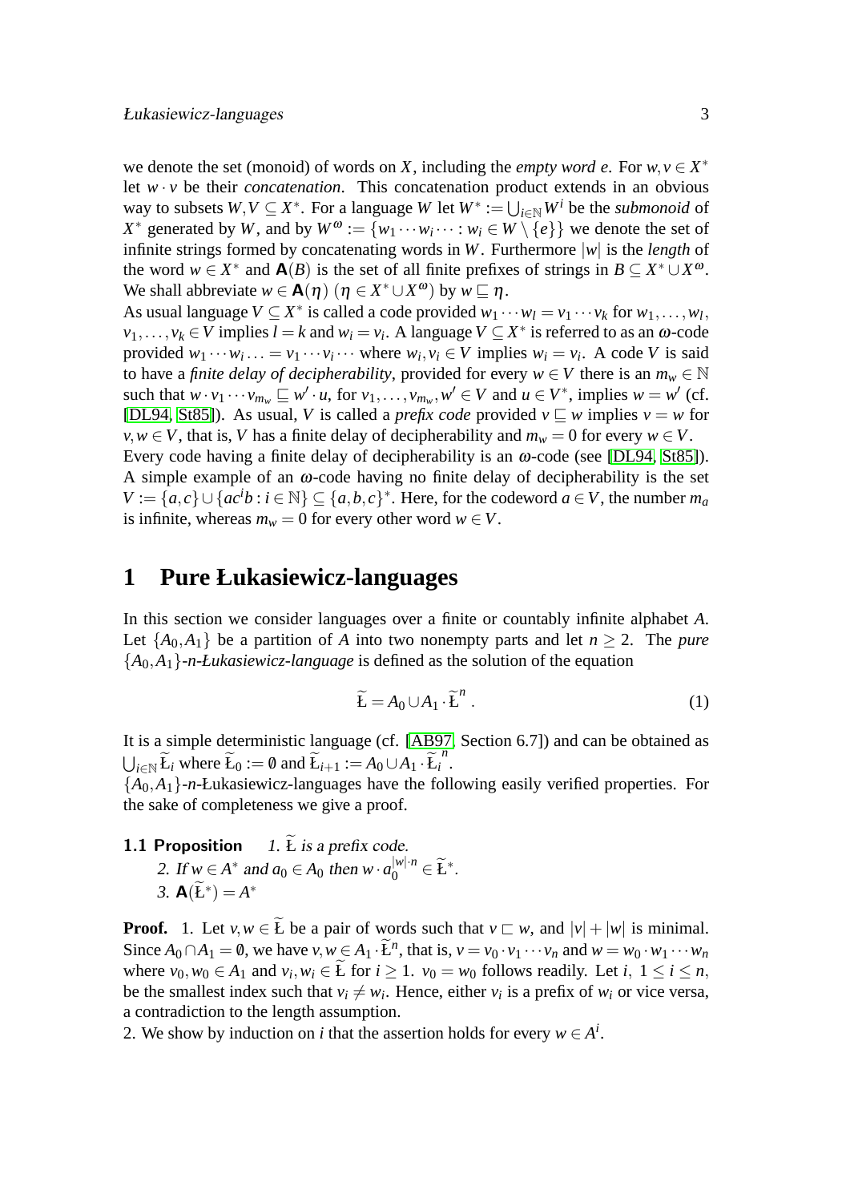we denote the set (monoid) of words on $X$, including the *empty word* $e$. For $w, v \in X^*$ let $w \cdot v$ be their *concatenation*. This concatenation product extends in an obvious way to subsets $W, V \subseteq X^*$. For a language $W$ let $W^* := \bigcup_{i \in \mathbb{N}} W^i$ be the *submonoid* of $X^*$ generated by $W$, and by $W^\omega := \{w_1 \cdots w_i \cdots : w_i \in W \setminus \{e\}\}$ we denote the set of infinite strings formed by concatenating words in $W$. Furthermore $|w|$ is the *length* of the word $w \in X^*$ and $\mathbf{A}(B)$ is the set of all finite prefixes of strings in $B \subseteq X^* \cup X^\omega$. We shall abbreviate $w \in \mathbf{A}(\eta)$ $(\eta \in X^* \cup X^\omega)$ by $w \sqsubseteq \eta$.

As usual language $V \subseteq X^*$ is called a code provided $w_1 \cdots w_l = v_1 \cdots v_k$ for $w_1, \ldots, w_l$, $v_1, \ldots, v_k \in V$ implies $l = k$ and $w_i = v_i$. A language $V \subseteq X^*$ is referred to as an $\omega$-code provided $w_1 \cdots w_i \ldots = v_1 \cdots v_i \cdots$ where $w_i, v_i \in V$ implies $w_i = v_i$. A code $V$ is said to have a *finite delay of decipherability*, provided for every $w \in V$ there is an $m_w \in \mathbb{N}$ such that $w \cdot v_1 \cdots v_{m_w} \sqsubseteq w' \cdot u$, for $v_1, \ldots, v_{m_w}, w' \in V$ and $u \in V^*$, implies $w = w'$ (cf. [DL94, St85]). As usual, $V$ is called a *prefix code* provided $v \sqsubseteq w$ implies $v = w$ for $v, w \in V$, that is, $V$ has a finite delay of decipherability and $m_w = 0$ for every $w \in V$.

Every code having a finite delay of decipherability is an $\omega$-code (see [DL94, St85]). A simple example of an $\omega$-code having no finite delay of decipherability is the set $V := \{a, c\} \cup \{ac^i b : i \in \mathbb{N}\} \subseteq \{a, b, c\}^*$. Here, for the codeword $a \in V$, the number $m_a$ is infinite, whereas $m_w = 0$ for every other word $w \in V$.

# 1 Pure Łukasiewicz-languages

In this section we consider languages over a finite or countably infinite alphabet $A$. Let $\{A_0, A_1\}$ be a partition of $A$ into two nonempty parts and let $n \geq 2$. The *pure* $\{A_0, A_1\}$*-n-Łukasiewicz-language* is defined as the solution of the equation

$$\widetilde{\text{Ł}} = A_0 \cup A_1 \cdot \widetilde{\text{Ł}}^n . \tag{1}$$

It is a simple deterministic language (cf. [AB97, Section 6.7]) and can be obtained as $\bigcup_{i \in \mathbb{N}} \widetilde{\text{Ł}}_i$ where $\widetilde{\text{Ł}}_0 := \emptyset$ and $\widetilde{\text{Ł}}_{i+1} := A_0 \cup A_1 \cdot \widetilde{\text{Ł}}_i^n$.

$\{A_0, A_1\}$-$n$-Łukasiewicz-languages have the following easily verified properties. For the sake of completeness we give a proof.

**1.1 Proposition** *1. $\widetilde{\text{Ł}}$ is a prefix code.*
*2. If $w \in A^*$ and $a_0 \in A_0$ then $w \cdot a_0^{|w| \cdot n} \in \widetilde{\text{Ł}}^*$.*
*3. $\mathbf{A}(\widetilde{\text{Ł}}^*) = A^*$*

**Proof.** 1. Let $v, w \in \widetilde{\text{Ł}}$ be a pair of words such that $v \sqsubset w$, and $|v| + |w|$ is minimal. Since $A_0 \cap A_1 = \emptyset$, we have $v, w \in A_1 \cdot \widetilde{\text{Ł}}^n$, that is, $v = v_0 \cdot v_1 \cdots v_n$ and $w = w_0 \cdot w_1 \cdots w_n$ where $v_0, w_0 \in A_1$ and $v_i, w_i \in \widetilde{\text{Ł}}$ for $i \geq 1$. $v_0 = w_0$ follows readily. Let $i$, $1 \leq i \leq n$, be the smallest index such that $v_i \neq w_i$. Hence, either $v_i$ is a prefix of $w_i$ or vice versa, a contradiction to the length assumption.

2. We show by induction on $i$ that the assertion holds for every $w \in A^i$.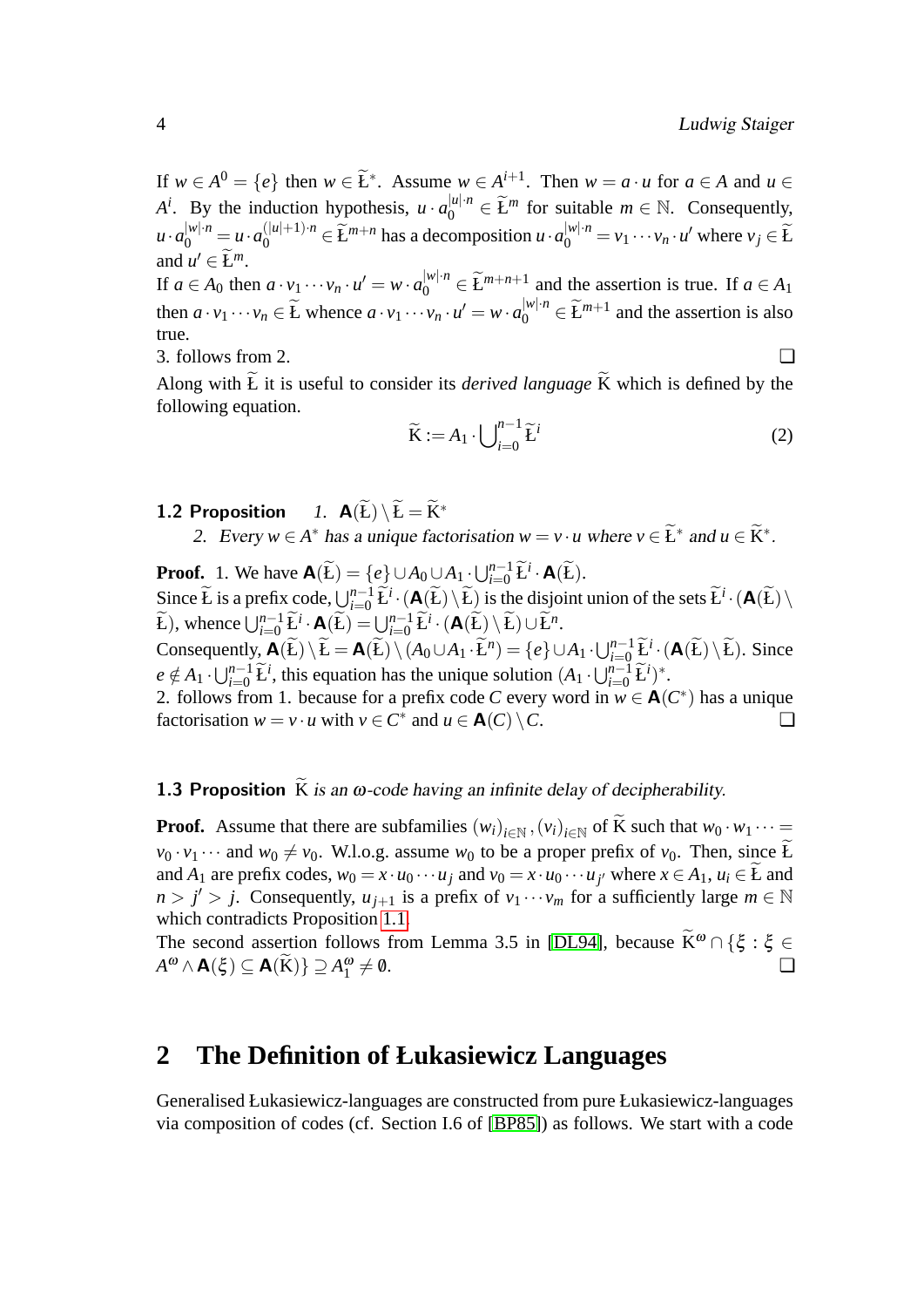If $w \in A^0 = \{e\}$ then $w \in \widetilde{Ł}^*$. Assume $w \in A^{i+1}$. Then $w = a \cdot u$ for $a \in A$ and $u \in A^i$. By the induction hypothesis, $u \cdot a_0^{|u| \cdot n} \in \widetilde{Ł}^m$ for suitable $m \in \mathbb{N}$. Consequently, $u \cdot a_0^{|w| \cdot n} = u \cdot a_0^{(|u|+1) \cdot n} \in \widetilde{Ł}^{m+n}$ has a decomposition $u \cdot a_0^{|w| \cdot n} = v_1 \cdots v_n \cdot u'$ where $v_j \in \widetilde{Ł}$ and $u' \in \widetilde{Ł}^m$.

If $a \in A_0$ then $a \cdot v_1 \cdots v_n \cdot u' = w \cdot a_0^{|w| \cdot n} \in \widetilde{Ł}^{m+n+1}$ and the assertion is true. If $a \in A_1$ then $a \cdot v_1 \cdots v_n \in \widetilde{Ł}$ whence $a \cdot v_1 \cdots v_n \cdot u' = w \cdot a_0^{|w| \cdot n} \in \widetilde{Ł}^{m+1}$ and the assertion is also true.

3. follows from 2. ❑

Along with $\widetilde{Ł}$ it is useful to consider its *derived language* $\widetilde{K}$ which is defined by the following equation.

$$\widetilde{K} := A_1 \cdot \bigcup_{i=0}^{n-1} \widetilde{Ł}^i \tag{2}$$

**1.2 Proposition** *1.* $\mathbf{A}(\widetilde{Ł}) \setminus \widetilde{Ł} = \widetilde{K}^*$

*2. Every $w \in A^*$ has a unique factorisation $w = v \cdot u$ where $v \in \widetilde{Ł}^*$ and $u \in \widetilde{K}^*$.*

**Proof.** 1. We have $\mathbf{A}(\widetilde{Ł}) = \{e\} \cup A_0 \cup A_1 \cdot \bigcup_{i=0}^{n-1} \widetilde{Ł}^i \cdot \mathbf{A}(\widetilde{Ł})$.

Since $\widetilde{Ł}$ is a prefix code, $\bigcup_{i=0}^{n-1} \widetilde{Ł}^i \cdot (\mathbf{A}(\widetilde{Ł}) \setminus \widetilde{Ł})$ is the disjoint union of the sets $\widetilde{Ł}^i \cdot (\mathbf{A}(\widetilde{Ł}) \setminus \widetilde{Ł})$, whence $\bigcup_{i=0}^{n-1} \widetilde{Ł}^i \cdot \mathbf{A}(\widetilde{Ł}) = \bigcup_{i=0}^{n-1} \widetilde{Ł}^i \cdot (\mathbf{A}(\widetilde{Ł}) \setminus \widetilde{Ł}) \cup \widetilde{Ł}^n$.

Consequently, $\mathbf{A}(\widetilde{Ł}) \setminus \widetilde{Ł} = \mathbf{A}(\widetilde{Ł}) \setminus (A_0 \cup A_1 \cdot \widetilde{Ł}^n) = \{e\} \cup A_1 \cdot \bigcup_{i=0}^{n-1} \widetilde{Ł}^i \cdot (\mathbf{A}(\widetilde{Ł}) \setminus \widetilde{Ł})$. Since $e \notin A_1 \cdot \bigcup_{i=0}^{n-1} \widetilde{Ł}^i$, this equation has the unique solution $(A_1 \cdot \bigcup_{i=0}^{n-1} \widetilde{Ł}^i)^*$.

2. follows from 1. because for a prefix code $C$ every word in $w \in \mathbf{A}(C^*)$ has a unique factorisation $w = v \cdot u$ with $v \in C^*$ and $u \in \mathbf{A}(C) \setminus C$. ❑

**1.3 Proposition** *$\widetilde{K}$ is an $\omega$-code having an infinite delay of decipherability.*

**Proof.** Assume that there are subfamilies $(w_i)_{i \in \mathbb{N}}, (v_i)_{i \in \mathbb{N}}$ of $\widetilde{K}$ such that $w_0 \cdot w_1 \cdots = v_0 \cdot v_1 \cdots$ and $w_0 \neq v_0$. W.l.o.g. assume $w_0$ to be a proper prefix of $v_0$. Then, since $\widetilde{Ł}$ and $A_1$ are prefix codes, $w_0 = x \cdot u_0 \cdots u_j$ and $v_0 = x \cdot u_0 \cdots u_{j'}$ where $x \in A_1$, $u_i \in \widetilde{Ł}$ and $n > j' > j$. Consequently, $u_{j+1}$ is a prefix of $v_1 \cdots v_m$ for a sufficiently large $m \in \mathbb{N}$ which contradicts Proposition 1.1.

The second assertion follows from Lemma 3.5 in [DL94], because $\widetilde{K}^\omega \cap \{\xi : \xi \in A^\omega \wedge \mathbf{A}(\xi) \subseteq \mathbf{A}(\widetilde{K})\} \supseteq A_1^\omega \neq \emptyset$. ❑

## 2 The Definition of Łukasiewicz Languages

Generalised Łukasiewicz-languages are constructed from pure Łukasiewicz-languages via composition of codes (cf. Section I.6 of [BP85]) as follows. We start with a code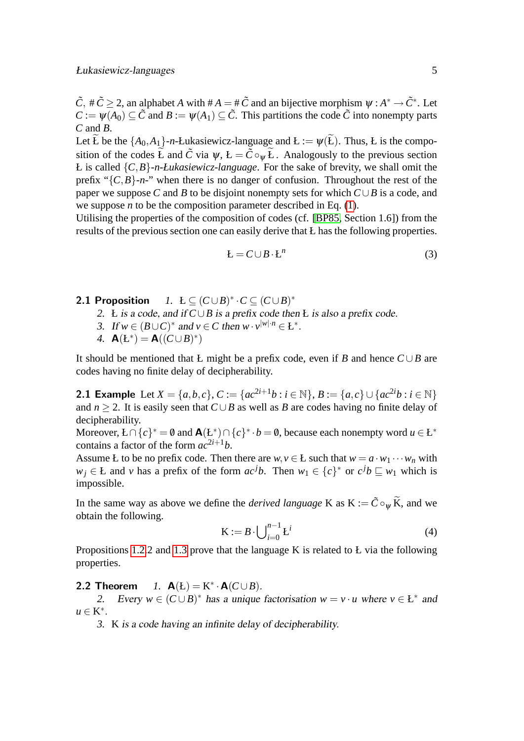$\tilde{C}$, $\#\,\tilde{C} \geq 2$, an alphabet $A$ with $\#\,A = \#\,\tilde{C}$ and an bijective morphism $\psi : A^* \to \tilde{C}^*$. Let $C := \psi(A_0) \subseteq \tilde{C}$ and $B := \psi(A_1) \subseteq \tilde{C}$. This partitions the code $\tilde{C}$ into nonempty parts $C$ and $B$.

Let $\widetilde{Ł}$ be the $\{A_0, A_1\}$-*n*-Łukasiewicz-language and $Ł := \psi(\widetilde{Ł})$. Thus, Ł is the composition of the codes $\widetilde{Ł}$ and $\tilde{C}$ via $\psi$, $Ł = \tilde{C} \circ_\psi \widetilde{Ł}$. Analogously to the previous section Ł is called *$\{C,B\}$-n-Łukasiewicz-language*. For the sake of brevity, we shall omit the prefix "$\{C,B\}$-*n*-" when there is no danger of confusion. Throughout the rest of the paper we suppose $C$ and $B$ to be disjoint nonempty sets for which $C \cup B$ is a code, and we suppose $n$ to be the composition parameter described in Eq. (1).

Utilising the properties of the composition of codes (cf. [BP85, Section 1.6]) from the results of the previous section one can easily derive that Ł has the following properties.

$$Ł = C \cup B \cdot Ł^n \tag{3}$$

**2.1 Proposition** *1.* $Ł \subseteq (C \cup B)^* \cdot C \subseteq (C \cup B)^*$

*2.* Ł *is a code, and if* $C \cup B$ *is a prefix code then* Ł *is also a prefix code.*

*3.* *If* $w \in (B \cup C)^*$ *and* $v \in C$ *then* $w \cdot v^{|w| \cdot n} \in Ł^*$.

*4.* $\mathbf{A}(Ł^*) = \mathbf{A}((C \cup B)^*)$

It should be mentioned that Ł might be a prefix code, even if $B$ and hence $C \cup B$ are codes having no finite delay of decipherability.

**2.1 Example** Let $X = \{a, b, c\}$, $C := \{ac^{2i+1}b : i \in \mathbb{N}\}$, $B := \{a, c\} \cup \{ac^{2i}b : i \in \mathbb{N}\}$ and $n \geq 2$. It is easily seen that $C \cup B$ as well as $B$ are codes having no finite delay of decipherability.

Moreover, $Ł \cap \{c\}^* = \emptyset$ and $\mathbf{A}(Ł^*) \cap \{c\}^* \cdot b = \emptyset$, because each nonempty word $u \in Ł^*$ contains a factor of the form $ac^{2i+1}b$.

Assume Ł to be no prefix code. Then there are $w, v \in Ł$ such that $w = a \cdot w_1 \cdots w_n$ with $w_j \in Ł$ and $v$ has a prefix of the form $ac^j b$. Then $w_1 \in \{c\}^*$ or $c^j b \sqsubseteq w_1$ which is impossible.

In the same way as above we define the *derived language* K as $K := \tilde{C} \circ_\psi \widetilde{K}$, and we obtain the following.

$$K := B \cdot \bigcup\nolimits_{i=0}^{n-1} Ł^i \tag{4}$$

Propositions 1.2.2 and 1.3 prove that the language K is related to Ł via the following properties.

**2.2 Theorem** *1.* $\mathbf{A}(Ł) = K^* \cdot \mathbf{A}(C \cup B)$.

*2.* *Every* $w \in (C \cup B)^*$ *has a unique factorisation* $w = v \cdot u$ *where* $v \in Ł^*$ *and* $u \in K^*$.

*3.* K *is a code having an infinite delay of decipherability.*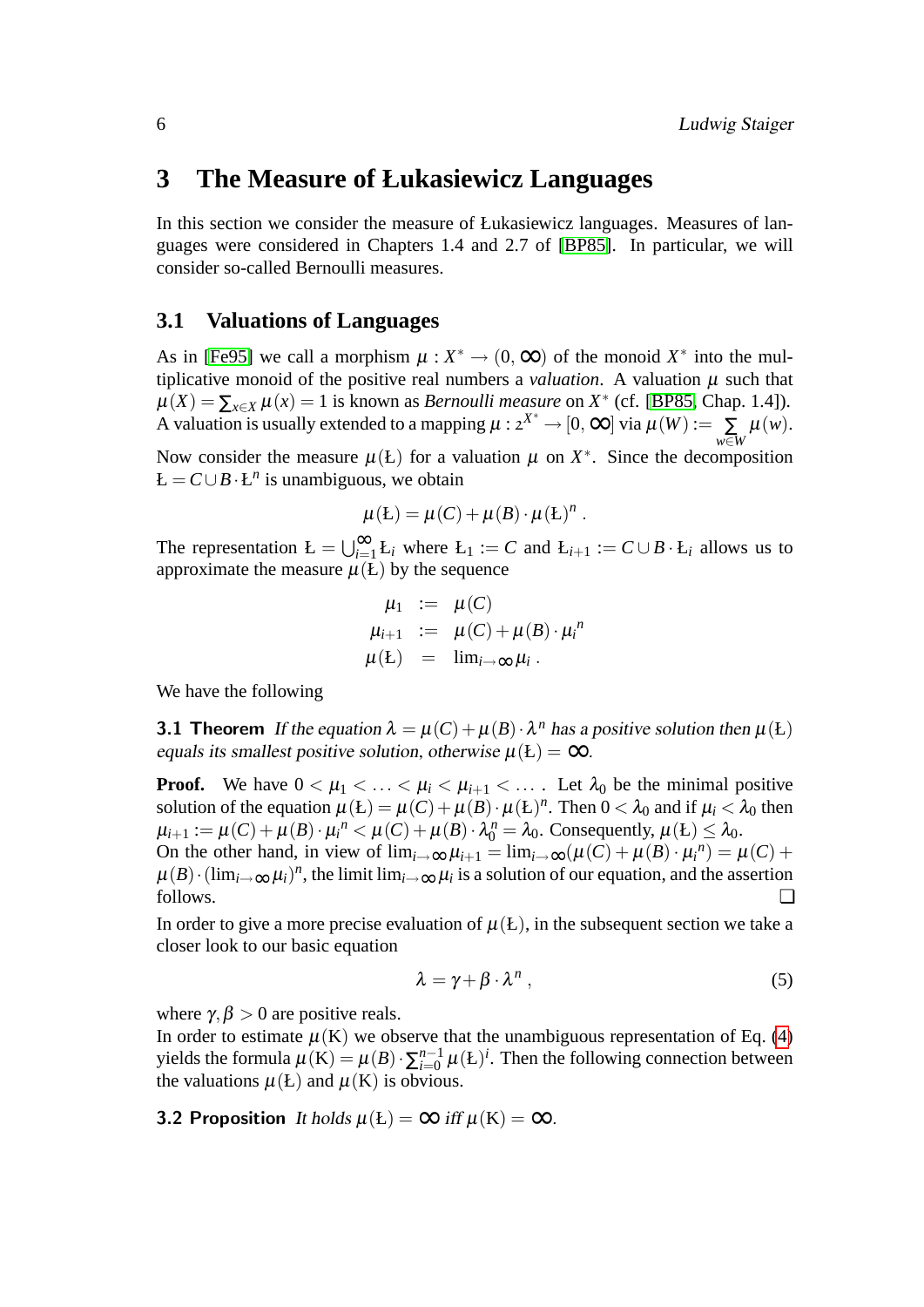# 3 The Measure of Łukasiewicz Languages

In this section we consider the measure of Łukasiewicz languages. Measures of languages were considered in Chapters 1.4 and 2.7 of [BP85]. In particular, we will consider so-called Bernoulli measures.

## 3.1 Valuations of Languages

As in [Fe95] we call a morphism $\mu : X^* \to (0,\infty)$ of the monoid $X^*$ into the multiplicative monoid of the positive real numbers a *valuation*. A valuation $\mu$ such that $\mu(X) = \sum_{x\in X}\mu(x) = 1$ is known as *Bernoulli measure* on $X^*$ (cf. [BP85, Chap. 1.4]). A valuation is usually extended to a mapping $\mu : 2^{X^*} \to [0,\infty]$ via $\mu(W) := \sum_{w\in W}\mu(w)$.

Now consider the measure $\mu(\text{Ł})$ for a valuation $\mu$ on $X^*$. Since the decomposition $\text{Ł} = C \cup B\cdot \text{Ł}^n$ is unambiguous, we obtain

$$\mu(\text{Ł}) = \mu(C) + \mu(B)\cdot\mu(\text{Ł})^n .$$

The representation $\text{Ł} = \bigcup_{i=1}^{\infty}\text{Ł}_i$ where $\text{Ł}_1 := C$ and $\text{Ł}_{i+1} := C\cup B\cdot\text{Ł}_i$ allows us to approximate the measure $\mu(\text{Ł})$ by the sequence

$$\begin{aligned}
\mu_1 &:= \mu(C)\\
\mu_{i+1} &:= \mu(C) + \mu(B)\cdot{\mu_i}^n\\
\mu(\text{Ł}) &= \lim_{i\to\infty}\mu_i .
\end{aligned}$$

We have the following

**3.1 Theorem** *If the equation $\lambda = \mu(C) + \mu(B)\cdot\lambda^n$ has a positive solution then $\mu(\text{Ł})$ equals its smallest positive solution, otherwise $\mu(\text{Ł}) = \infty$.*

**Proof.** We have $0 < \mu_1 < \ldots < \mu_i < \mu_{i+1} < \ldots$ . Let $\lambda_0$ be the minimal positive solution of the equation $\mu(\text{Ł}) = \mu(C) + \mu(B)\cdot\mu(\text{Ł})^n$. Then $0 < \lambda_0$ and if $\mu_i < \lambda_0$ then $\mu_{i+1} := \mu(C) + \mu(B)\cdot{\mu_i}^n < \mu(C) + \mu(B)\cdot\lambda_0^n = \lambda_0$. Consequently, $\mu(\text{Ł}) \leq \lambda_0$.
On the other hand, in view of $\lim_{i\to\infty}\mu_{i+1} = \lim_{i\to\infty}(\mu(C) + \mu(B)\cdot{\mu_i}^n) = \mu(C) + \mu(B)\cdot(\lim_{i\to\infty}\mu_i)^n$, the limit $\lim_{i\to\infty}\mu_i$ is a solution of our equation, and the assertion follows. ❑

In order to give a more precise evaluation of $\mu(\text{Ł})$, in the subsequent section we take a closer look to our basic equation

$$\lambda = \gamma + \beta\cdot\lambda^n , \tag{5}$$

where $\gamma, \beta > 0$ are positive reals.
In order to estimate $\mu(\text{K})$ we observe that the unambiguous representation of Eq. (4) yields the formula $\mu(\text{K}) = \mu(B)\cdot\sum_{i=0}^{n-1}\mu(\text{Ł})^i$. Then the following connection between the valuations $\mu(\text{Ł})$ and $\mu(\text{K})$ is obvious.

**3.2 Proposition** *It holds $\mu(\text{Ł}) = \infty$ iff $\mu(\text{K}) = \infty$.*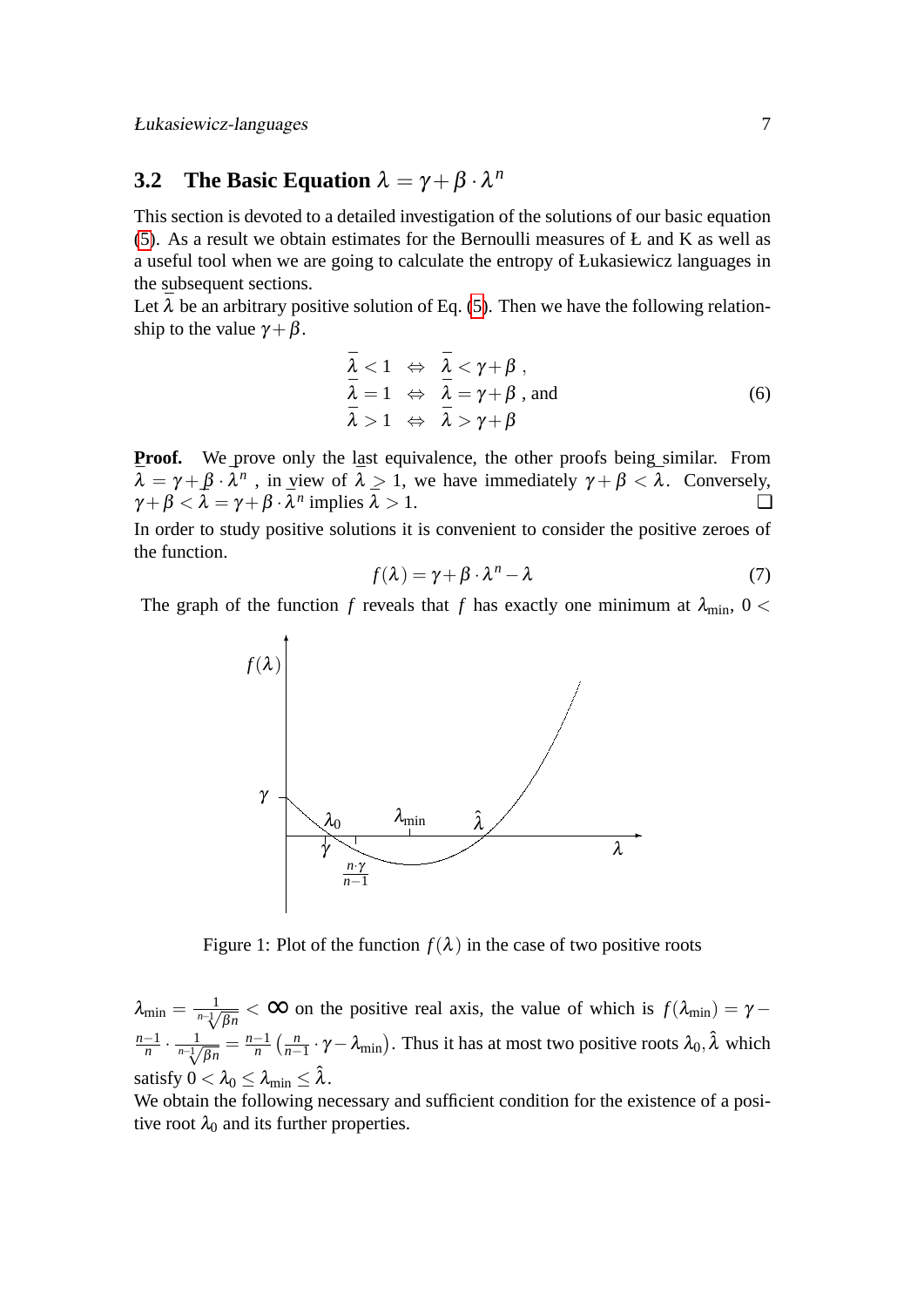### 3.2 The Basic Equation $\lambda = \gamma + \beta \cdot \lambda^n$

This section is devoted to a detailed investigation of the solutions of our basic equation (5). As a result we obtain estimates for the Bernoulli measures of Ł and K as well as a useful tool when we are going to calculate the entropy of Łukasiewicz languages in the subsequent sections.

Let $\bar{\lambda}$ be an arbitrary positive solution of Eq. (5). Then we have the following relationship to the value $\gamma + \beta$.

$$
\begin{array}{lcl}
\bar{\lambda} < 1 & \Leftrightarrow & \bar{\lambda} < \gamma + \beta \,, \\
\bar{\lambda} = 1 & \Leftrightarrow & \bar{\lambda} = \gamma + \beta \text{ , and} \\
\bar{\lambda} > 1 & \Leftrightarrow & \bar{\lambda} > \gamma + \beta
\end{array}
\tag{6}
$$

**Proof.** We prove only the last equivalence, the other proofs being similar. From $\bar{\lambda} = \gamma + \beta \cdot \bar{\lambda}^n$ , in view of $\bar{\lambda} \geq 1$, we have immediately $\gamma + \beta < \bar{\lambda}$. Conversely, $\gamma + \beta < \bar{\lambda} = \gamma + \beta \cdot \bar{\lambda}^n$ implies $\bar{\lambda} > 1$. ❑

In order to study positive solutions it is convenient to consider the positive zeroes of the function.

$$
f(\lambda) = \gamma + \beta \cdot \lambda^n - \lambda \tag{7}
$$

The graph of the function $f$ reveals that $f$ has exactly one minimum at $\lambda_{\min}$, $0 <$

Figure 1: Plot of the function $f(\lambda)$ in the case of two positive roots

$\lambda_{\min} = \frac{1}{\sqrt[n-1]{\beta n}} < \infty$ on the positive real axis, the value of which is $f(\lambda_{\min}) = \gamma - \frac{n-1}{n} \cdot \frac{1}{\sqrt[n-1]{\beta n}} = \frac{n-1}{n}\left(\frac{n}{n-1} \cdot \gamma - \lambda_{\min}\right)$. Thus it has at most two positive roots $\lambda_0, \hat{\lambda}$ which satisfy $0 < \lambda_0 \leq \lambda_{\min} \leq \hat{\lambda}$.

We obtain the following necessary and sufficient condition for the existence of a positive root $\lambda_0$ and its further properties.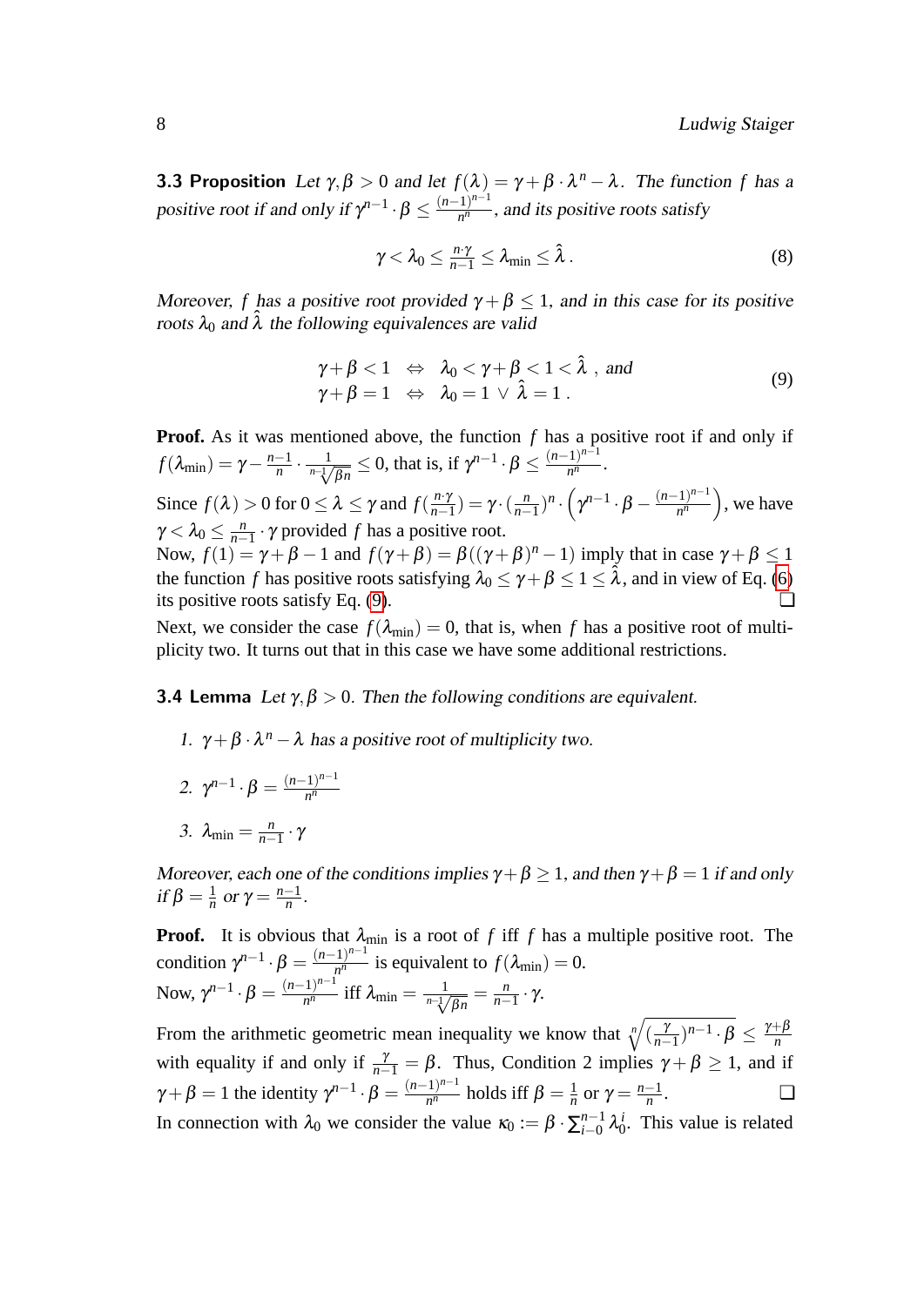**3.3 Proposition** *Let $\gamma,\beta > 0$ and let $f(\lambda) = \gamma + \beta \cdot \lambda^n - \lambda$. The function $f$ has a positive root if and only if $\gamma^{n-1} \cdot \beta \leq \frac{(n-1)^{n-1}}{n^n}$, and its positive roots satisfy*

$$\gamma < \lambda_0 \leq \tfrac{n \cdot \gamma}{n-1} \leq \lambda_{\min} \leq \hat{\lambda}\,. \tag{8}$$

*Moreover, $f$ has a positive root provided $\gamma + \beta \leq 1$, and in this case for its positive roots $\lambda_0$ and $\hat{\lambda}$ the following equivalences are valid*

$$\begin{array}{lcl} \gamma + \beta < 1 & \Leftrightarrow & \lambda_0 < \gamma + \beta < 1 < \hat{\lambda}\ , \text{ and} \\ \gamma + \beta = 1 & \Leftrightarrow & \lambda_0 = 1 \vee \hat{\lambda} = 1\,. \end{array} \tag{9}$$

**Proof.** As it was mentioned above, the function $f$ has a positive root if and only if $f(\lambda_{\min}) = \gamma - \frac{n-1}{n} \cdot \frac{1}{\sqrt[n-1]{\beta n}} \leq 0$, that is, if $\gamma^{n-1} \cdot \beta \leq \frac{(n-1)^{n-1}}{n^n}$.

Since $f(\lambda) > 0$ for $0 \leq \lambda \leq \gamma$ and $f(\frac{n\cdot\gamma}{n-1}) = \gamma \cdot (\frac{n}{n-1})^n \cdot \left(\gamma^{n-1} \cdot \beta - \frac{(n-1)^{n-1}}{n^n}\right)$, we have $\gamma < \lambda_0 \leq \frac{n}{n-1} \cdot \gamma$ provided $f$ has a positive root.

Now, $f(1) = \gamma + \beta - 1$ and $f(\gamma+\beta) = \beta((\gamma+\beta)^n - 1)$ imply that in case $\gamma + \beta \leq 1$ the function $f$ has positive roots satisfying $\lambda_0 \leq \gamma + \beta \leq 1 \leq \hat{\lambda}$, and in view of Eq. (6) its positive roots satisfy Eq. (9). ❑

Next, we consider the case $f(\lambda_{\min}) = 0$, that is, when $f$ has a positive root of multiplicity two. It turns out that in this case we have some additional restrictions.

**3.4 Lemma** *Let $\gamma,\beta > 0$. Then the following conditions are equivalent.*

1. *$\gamma + \beta \cdot \lambda^n - \lambda$ has a positive root of multiplicity two.*
2. *$\gamma^{n-1} \cdot \beta = \frac{(n-1)^{n-1}}{n^n}$*
3. *$\lambda_{\min} = \frac{n}{n-1} \cdot \gamma$*

*Moreover, each one of the conditions implies $\gamma + \beta \geq 1$, and then $\gamma + \beta = 1$ if and only if $\beta = \frac{1}{n}$ or $\gamma = \frac{n-1}{n}$.*

**Proof.** It is obvious that $\lambda_{\min}$ is a root of $f$ iff $f$ has a multiple positive root. The condition $\gamma^{n-1} \cdot \beta = \frac{(n-1)^{n-1}}{n^n}$ is equivalent to $f(\lambda_{\min}) = 0$.

Now, $\gamma^{n-1} \cdot \beta = \frac{(n-1)^{n-1}}{n^n}$ iff $\lambda_{\min} = \frac{1}{\sqrt[n-1]{\beta n}} = \frac{n}{n-1} \cdot \gamma$.

From the arithmetic geometric mean inequality we know that $\sqrt[n]{(\frac{\gamma}{n-1})^{n-1} \cdot \beta} \leq \frac{\gamma+\beta}{n}$ with equality if and only if $\frac{\gamma}{n-1} = \beta$. Thus, Condition 2 implies $\gamma + \beta \geq 1$, and if $\gamma + \beta = 1$ the identity $\gamma^{n-1} \cdot \beta = \frac{(n-1)^{n-1}}{n^n}$ holds iff $\beta = \frac{1}{n}$ or $\gamma = \frac{n-1}{n}$. ❑

In connection with $\lambda_0$ we consider the value $\kappa_0 := \beta \cdot \sum_{i=0}^{n-1} \lambda_0^i$. This value is related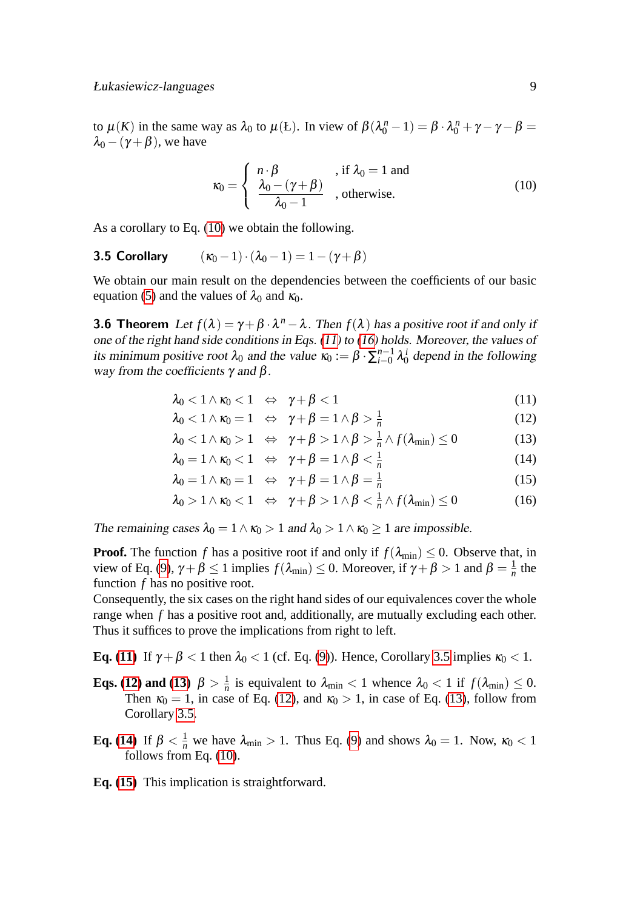to $\mu(K)$ in the same way as $\lambda_0$ to $\mu(Ł)$. In view of $\beta(\lambda_0^n - 1) = \beta \cdot \lambda_0^n + \gamma - \gamma - \beta = \lambda_0 - (\gamma+\beta)$, we have

$$\kappa_0 = \begin{cases} n \cdot \beta & \text{, if } \lambda_0 = 1 \text{ and} \\ \dfrac{\lambda_0 - (\gamma+\beta)}{\lambda_0 - 1} & \text{, otherwise.} \end{cases} \tag{10}$$

As a corollary to Eq. (10) we obtain the following.

**3.5 Corollary** $\quad (\kappa_0 - 1) \cdot (\lambda_0 - 1) = 1 - (\gamma+\beta)$

We obtain our main result on the dependencies between the coefficients of our basic equation (5) and the values of $\lambda_0$ and $\kappa_0$.

**3.6 Theorem** *Let $f(\lambda) = \gamma + \beta \cdot \lambda^n - \lambda$. Then $f(\lambda)$ has a positive root if and only if one of the right hand side conditions in Eqs. (11) to (16) holds. Moreover, the values of its minimum positive root $\lambda_0$ and the value $\kappa_0 := \beta \cdot \sum_{i=0}^{n-1} \lambda_0^i$ depend in the following way from the coefficients $\gamma$ and $\beta$.*

$$\lambda_0 < 1 \wedge \kappa_0 < 1 \quad \Leftrightarrow \quad \gamma+\beta < 1 \tag{11}$$

$$\lambda_0 < 1 \wedge \kappa_0 = 1 \quad \Leftrightarrow \quad \gamma+\beta = 1 \wedge \beta > \tfrac{1}{n} \tag{12}$$

$$\lambda_0 < 1 \wedge \kappa_0 > 1 \quad \Leftrightarrow \quad \gamma+\beta > 1 \wedge \beta > \tfrac{1}{n} \wedge f(\lambda_{\min}) \leq 0 \tag{13}$$

$$\lambda_0 = 1 \wedge \kappa_0 < 1 \quad \Leftrightarrow \quad \gamma+\beta = 1 \wedge \beta < \tfrac{1}{n} \tag{14}$$

$$\lambda_0 = 1 \wedge \kappa_0 = 1 \quad \Leftrightarrow \quad \gamma+\beta = 1 \wedge \beta = \tfrac{1}{n} \tag{15}$$

$$\lambda_0 > 1 \wedge \kappa_0 < 1 \quad \Leftrightarrow \quad \gamma+\beta > 1 \wedge \beta < \tfrac{1}{n} \wedge f(\lambda_{\min}) \leq 0 \tag{16}$$

*The remaining cases $\lambda_0 = 1 \wedge \kappa_0 > 1$ and $\lambda_0 > 1 \wedge \kappa_0 \geq 1$ are impossible.*

**Proof.** The function $f$ has a positive root if and only if $f(\lambda_{\min}) \leq 0$. Observe that, in view of Eq. (9), $\gamma+\beta \leq 1$ implies $f(\lambda_{\min}) \leq 0$. Moreover, if $\gamma+\beta > 1$ and $\beta = \frac{1}{n}$ the function $f$ has no positive root.
Consequently, the six cases on the right hand sides of our equivalences cover the whole range when $f$ has a positive root and, additionally, are mutually excluding each other. Thus it suffices to prove the implications from right to left.

**Eq. (11)** If $\gamma+\beta < 1$ then $\lambda_0 < 1$ (cf. Eq. (9)). Hence, Corollary 3.5 implies $\kappa_0 < 1$.

**Eqs. (12) and (13)** $\beta > \frac{1}{n}$ is equivalent to $\lambda_{\min} < 1$ whence $\lambda_0 < 1$ if $f(\lambda_{\min}) \leq 0$. Then $\kappa_0 = 1$, in case of Eq. (12), and $\kappa_0 > 1$, in case of Eq. (13), follow from Corollary 3.5.

**Eq. (14)** If $\beta < \frac{1}{n}$ we have $\lambda_{\min} > 1$. Thus Eq. (9) and shows $\lambda_0 = 1$. Now, $\kappa_0 < 1$ follows from Eq. (10).

**Eq. (15)** This implication is straightforward.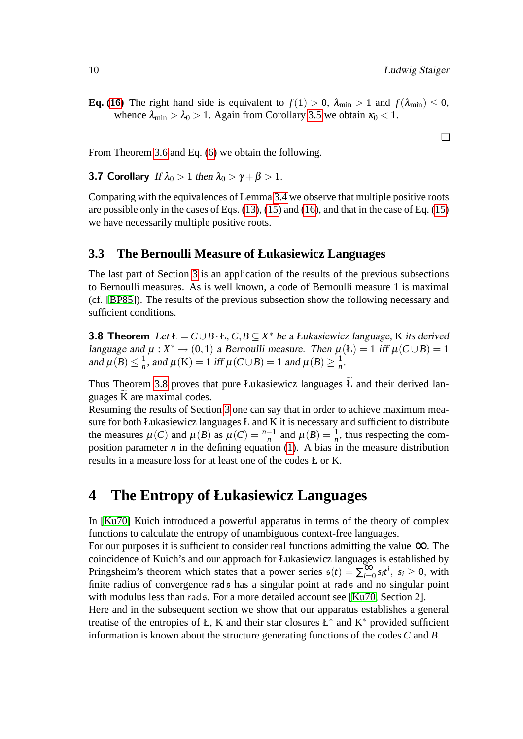**Eq. (16)** The right hand side is equivalent to $f(1) > 0$, $\lambda_{\min} > 1$ and $f(\lambda_{\min}) \leq 0$, whence $\lambda_{\min} > \lambda_0 > 1$. Again from Corollary 3.5 we obtain $\kappa_0 < 1$.

❑

From Theorem 3.6 and Eq. (6) we obtain the following.

**3.7 Corollary** *If $\lambda_0 > 1$ then $\lambda_0 > \gamma + \beta > 1$.*

Comparing with the equivalences of Lemma 3.4 we observe that multiple positive roots are possible only in the cases of Eqs. (13), (15) and (16), and that in the case of Eq. (15) we have necessarily multiple positive roots.

### 3.3 The Bernoulli Measure of Łukasiewicz Languages

The last part of Section 3 is an application of the results of the previous subsections to Bernoulli measures. As is well known, a code of Bernoulli measure 1 is maximal (cf. [BP85]). The results of the previous subsection show the following necessary and sufficient conditions.

**3.8 Theorem** *Let $Ł = C \cup B \cdot Ł$, $C, B \subseteq X^*$ be a Łukasiewicz language, $K$ its derived language and $\mu : X^* \to (0,1)$ a Bernoulli measure. Then $\mu(Ł) = 1$ iff $\mu(C \cup B) = 1$ and $\mu(B) \leq \frac{1}{n}$, and $\mu(K) = 1$ iff $\mu(C \cup B) = 1$ and $\mu(B) \geq \frac{1}{n}$.*

Thus Theorem 3.8 proves that pure Łukasiewicz languages $\widetilde{Ł}$ and their derived languages $\widetilde{K}$ are maximal codes.

Resuming the results of Section 3 one can say that in order to achieve maximum measure for both Łukasiewicz languages Ł and K it is necessary and sufficient to distribute the measures $\mu(C)$ and $\mu(B)$ as $\mu(C) = \frac{n-1}{n}$ and $\mu(B) = \frac{1}{n}$, thus respecting the composition parameter $n$ in the defining equation (1). A bias in the measure distribution results in a measure loss for at least one of the codes Ł or K.

## 4 The Entropy of Łukasiewicz Languages

In [Ku70] Kuich introduced a powerful apparatus in terms of the theory of complex functions to calculate the entropy of unambiguous context-free languages.

For our purposes it is sufficient to consider real functions admitting the value $\infty$. The coincidence of Kuich's and our approach for Łukasiewicz languages is established by Pringsheim's theorem which states that a power series $\mathfrak{s}(t) = \sum_{i=0}^{\infty} s_i t^i$, $s_i \geq 0$, with finite radius of convergence $\mathrm{rad}\,\mathfrak{s}$ has a singular point at $\mathrm{rad}\,\mathfrak{s}$ and no singular point with modulus less than $\mathrm{rad}\,\mathfrak{s}$. For a more detailed account see [Ku70, Section 2].

Here and in the subsequent section we show that our apparatus establishes a general treatise of the entropies of Ł, K and their star closures $Ł^*$ and $K^*$ provided sufficient information is known about the structure generating functions of the codes $C$ and $B$.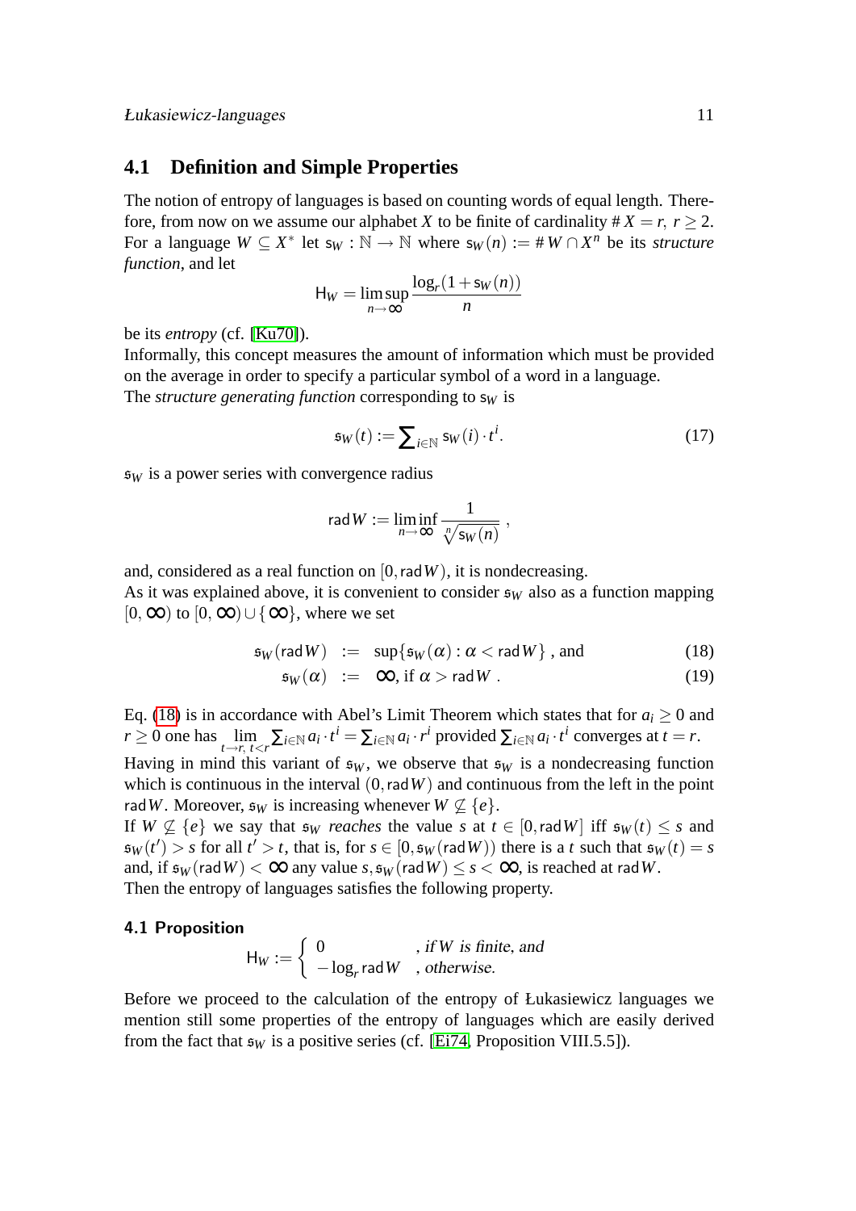## 4.1 Definition and Simple Properties

The notion of entropy of languages is based on counting words of equal length. Therefore, from now on we assume our alphabet $X$ to be finite of cardinality $\# X = r,\ r \geq 2$. For a language $W \subseteq X^*$ let $\mathsf{s}_W : \mathbb{N} \to \mathbb{N}$ where $\mathsf{s}_W(n) := \# W \cap X^n$ be its *structure function*, and let

$$\mathsf{H}_W = \limsup_{n\to\infty} \frac{\log_r(1+\mathsf{s}_W(n))}{n}$$

be its *entropy* (cf. [Ku70]).

Informally, this concept measures the amount of information which must be provided on the average in order to specify a particular symbol of a word in a language.

The *structure generating function* corresponding to $\mathsf{s}_W$ is

$$\mathfrak{s}_W(t) := \sum\nolimits_{i\in\mathbb{N}} \mathsf{s}_W(i)\cdot t^i. \tag{17}$$

$\mathfrak{s}_W$ is a power series with convergence radius

$$\mathsf{rad}\, W := \liminf_{n\to\infty} \frac{1}{\sqrt[n]{\mathsf{s}_W(n)}}\ ,$$

and, considered as a real function on $[0, \mathsf{rad}\, W)$, it is nondecreasing.

As it was explained above, it is convenient to consider $\mathfrak{s}_W$ also as a function mapping $[0,\infty)$ to $[0,\infty)\cup\{\infty\}$, where we set

$$\begin{aligned}
\mathfrak{s}_W(\mathsf{rad}\, W) &:= \sup\{\mathfrak{s}_W(\alpha) : \alpha < \mathsf{rad}\, W\}\ \text{, and} \qquad (18)\\
\mathfrak{s}_W(\alpha) &:= \infty\text{, if } \alpha > \mathsf{rad}\, W\ . \qquad (19)
\end{aligned}$$

Eq. (18) is in accordance with Abel's Limit Theorem which states that for $a_i \geq 0$ and $r \geq 0$ one has $\lim\limits_{t\to r,\ t<r} \sum_{i\in\mathbb{N}} a_i\cdot t^i = \sum_{i\in\mathbb{N}} a_i\cdot r^i$ provided $\sum_{i\in\mathbb{N}} a_i\cdot t^i$ converges at $t = r$.

Having in mind this variant of $\mathfrak{s}_W$, we observe that $\mathfrak{s}_W$ is a nondecreasing function which is continuous in the interval $(0, \mathsf{rad}\, W)$ and continuous from the left in the point $\mathsf{rad}\, W$. Moreover, $\mathfrak{s}_W$ is increasing whenever $W \not\subseteq \{e\}$.

If $W \not\subseteq \{e\}$ we say that $\mathfrak{s}_W$ *reaches* the value $s$ at $t \in [0, \mathsf{rad}\, W]$ iff $\mathfrak{s}_W(t) \leq s$ and $\mathfrak{s}_W(t') > s$ for all $t' > t$, that is, for $s \in [0, \mathfrak{s}_W(\mathsf{rad}\, W))$ there is a $t$ such that $\mathfrak{s}_W(t) = s$ and, if $\mathfrak{s}_W(\mathsf{rad}\, W) < \infty$ any value $s, \mathfrak{s}_W(\mathsf{rad}\, W) \leq s < \infty$, is reached at $\mathsf{rad}\, W$.

Then the entropy of languages satisfies the following property.

**4.1 Proposition**

$$\mathsf{H}_W := \begin{cases} 0 & \text{, if } W \text{ is finite, and} \\ -\log_r \mathsf{rad}\, W & \text{, otherwise.} \end{cases}$$

Before we proceed to the calculation of the entropy of Łukasiewicz languages we mention still some properties of the entropy of languages which are easily derived from the fact that $\mathfrak{s}_W$ is a positive series (cf. [Ei74, Proposition VIII.5.5]).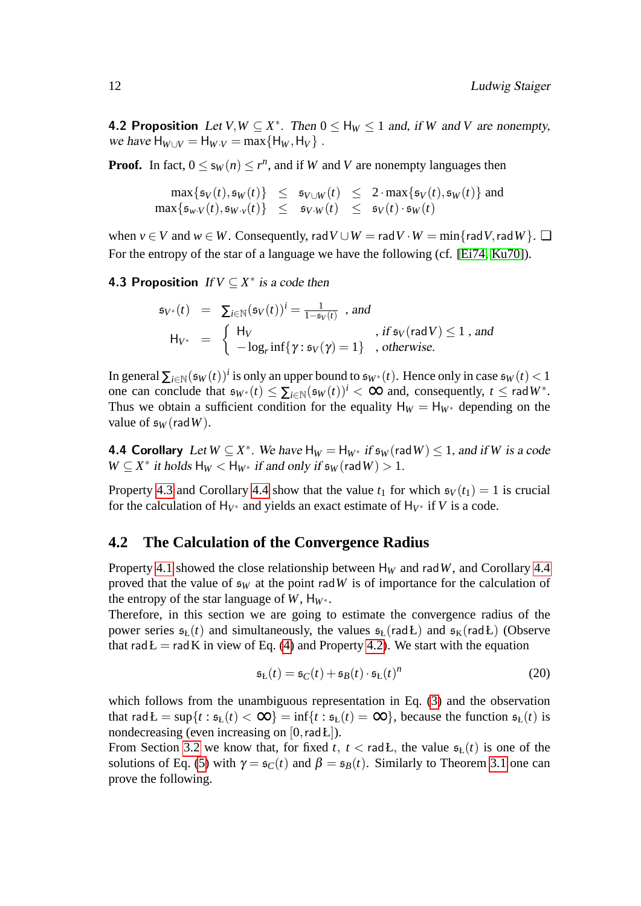**4.2 Proposition** *Let $V,W \subseteq X^*$. Then $0 \le \mathsf{H}_W \le 1$ and, if $W$ and $V$ are nonempty, we have $\mathsf{H}_{W\cup V} = \mathsf{H}_{W\cdot V} = \max\{\mathsf{H}_W, \mathsf{H}_V\}$ .*

**Proof.** In fact, $0 \le \mathfrak{s}_W(n) \le r^n$, and if $W$ and $V$ are nonempty languages then

$$\begin{array}{rcccl}
\max\{\mathfrak{s}_V(t), \mathfrak{s}_W(t)\} & \le & \mathfrak{s}_{V\cup W}(t) & \le & 2\cdot\max\{\mathfrak{s}_V(t), \mathfrak{s}_W(t)\} \text{ and} \\
\max\{\mathfrak{s}_{w\cdot V}(t), \mathfrak{s}_{W\cdot v}(t)\} & \le & \mathfrak{s}_{V\cdot W}(t) & \le & \mathfrak{s}_V(t)\cdot\mathfrak{s}_W(t)
\end{array}$$

when $v \in V$ and $w \in W$. Consequently, $\mathrm{rad}\, V \cup W = \mathrm{rad}\, V \cdot W = \min\{\mathrm{rad}\, V, \mathrm{rad}\, W\}$. ❑
For the entropy of the star of a language we have the following (cf. [Ei74, Ku70]).

**4.3 Proposition** *If $V \subseteq X^*$ is a code then*

$$\begin{array}{rcll}
\mathfrak{s}_{V^*}(t) & = & \sum_{i\in\mathbb{N}}(\mathfrak{s}_V(t))^i = \frac{1}{1-\mathfrak{s}_V(t)} & \text{, and} \\
\mathsf{H}_{V^*} & = & \left\{ \begin{array}{ll} \mathsf{H}_V & \text{, if } \mathfrak{s}_V(\mathrm{rad}\, V) \le 1 \text{ , and} \\ -\log_r \inf\{\gamma : \mathfrak{s}_V(\gamma) = 1\} & \text{, otherwise.} \end{array} \right.
\end{array}$$

In general $\sum_{i\in\mathbb{N}}(\mathfrak{s}_W(t))^i$ is only an upper bound to $\mathfrak{s}_{W^*}(t)$. Hence only in case $\mathfrak{s}_W(t) < 1$ one can conclude that $\mathfrak{s}_{W^*}(t) \le \sum_{i\in\mathbb{N}}(\mathfrak{s}_W(t))^i < \infty$ and, consequently, $t \le \mathrm{rad}\, W^*$. Thus we obtain a sufficient condition for the equality $\mathsf{H}_W = \mathsf{H}_{W^*}$ depending on the value of $\mathfrak{s}_W(\mathrm{rad}\, W)$.

**4.4 Corollary** *Let $W \subseteq X^*$. We have $\mathsf{H}_W = \mathsf{H}_{W^*}$ if $\mathfrak{s}_W(\mathrm{rad}\, W) \le 1$, and if $W$ is a code $W \subseteq X^*$ it holds $\mathsf{H}_W < \mathsf{H}_{W^*}$ if and only if $\mathfrak{s}_W(\mathrm{rad}\, W) > 1$.*

Property 4.3 and Corollary 4.4 show that the value $t_1$ for which $\mathfrak{s}_V(t_1) = 1$ is crucial for the calculation of $\mathsf{H}_{V^*}$ and yields an exact estimate of $\mathsf{H}_{V^*}$ if $V$ is a code.

## 4.2 The Calculation of the Convergence Radius

Property 4.1 showed the close relationship between $\mathsf{H}_W$ and $\mathrm{rad}\, W$, and Corollary 4.4 proved that the value of $\mathfrak{s}_W$ at the point $\mathrm{rad}\, W$ is of importance for the calculation of the entropy of the star language of $W$, $\mathsf{H}_{W^*}$.
Therefore, in this section we are going to estimate the convergence radius of the power series $\mathfrak{s}_{Ł}(t)$ and simultaneously, the values $\mathfrak{s}_{Ł}(\mathrm{rad}\, Ł)$ and $\mathfrak{s}_{K}(\mathrm{rad}\, Ł)$ (Observe that $\mathrm{rad}\, Ł = \mathrm{rad}\, K$ in view of Eq. (4) and Property 4.2). We start with the equation

$$\mathfrak{s}_{Ł}(t) = \mathfrak{s}_C(t) + \mathfrak{s}_B(t)\cdot\mathfrak{s}_{Ł}(t)^n \tag{20}$$

which follows from the unambiguous representation in Eq. (3) and the observation that $\mathrm{rad}\, Ł = \sup\{t : \mathfrak{s}_{Ł}(t) < \infty\} = \inf\{t : \mathfrak{s}_{Ł}(t) = \infty\}$, because the function $\mathfrak{s}_{Ł}(t)$ is nondecreasing (even increasing on $[0, \mathrm{rad}\, Ł]$).
From Section 3.2 we know that, for fixed $t$, $t < \mathrm{rad}\, Ł$, the value $\mathfrak{s}_{Ł}(t)$ is one of the solutions of Eq. (5) with $\gamma = \mathfrak{s}_C(t)$ and $\beta = \mathfrak{s}_B(t)$. Similarly to Theorem 3.1 one can prove the following.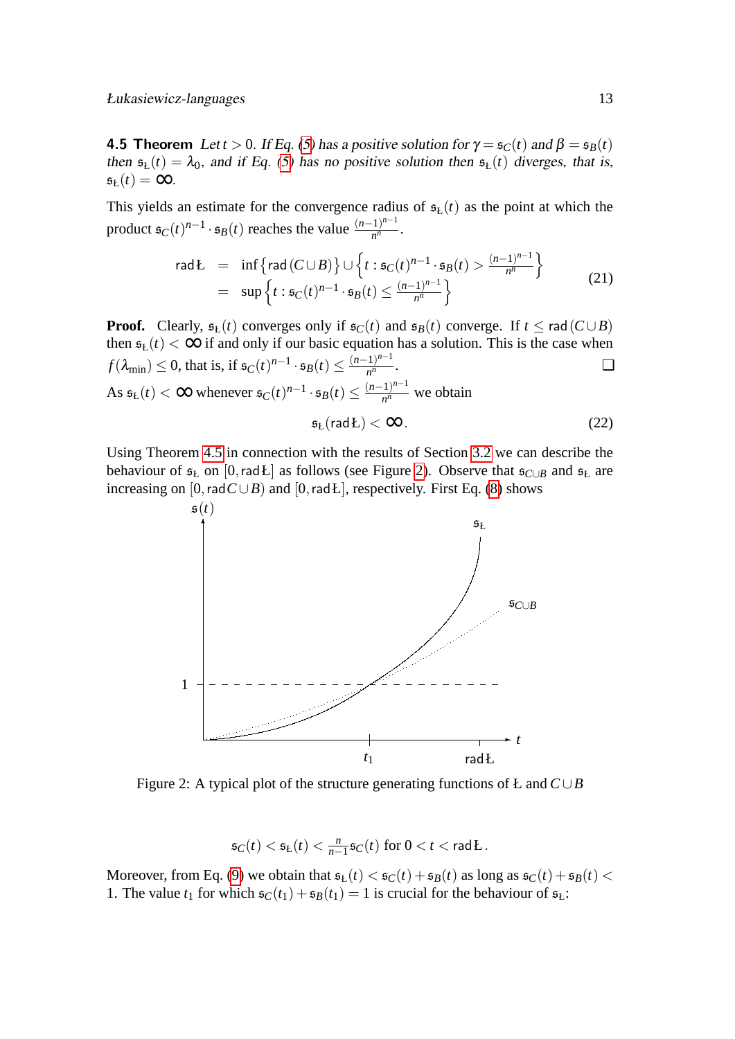**4.5 Theorem** *Let $t > 0$. If Eq. (5) has a positive solution for $\gamma = \mathfrak{s}_C(t)$ and $\beta = \mathfrak{s}_B(t)$ then $\mathfrak{s}_{Ł}(t) = \lambda_0$, and if Eq. (5) has no positive solution then $\mathfrak{s}_{Ł}(t)$ diverges, that is, $\mathfrak{s}_{Ł}(t) = \infty$.*

This yields an estimate for the convergence radius of $\mathfrak{s}_{Ł}(t)$ as the point at which the product $\mathfrak{s}_C(t)^{n-1} \cdot \mathfrak{s}_B(t)$ reaches the value $\frac{(n-1)^{n-1}}{n^n}$.

$$
\begin{aligned}
\operatorname{rad} Ł &= \inf\left\{\operatorname{rad}(C \cup B)\right\} \cup \left\{t : \mathfrak{s}_C(t)^{n-1} \cdot \mathfrak{s}_B(t) > \tfrac{(n-1)^{n-1}}{n^n}\right\} \\
&= \sup\left\{t : \mathfrak{s}_C(t)^{n-1} \cdot \mathfrak{s}_B(t) \leq \tfrac{(n-1)^{n-1}}{n^n}\right\}
\end{aligned}
\tag{21}
$$

**Proof.** Clearly, $\mathfrak{s}_{Ł}(t)$ converges only if $\mathfrak{s}_C(t)$ and $\mathfrak{s}_B(t)$ converge. If $t \leq \operatorname{rad}(C \cup B)$ then $\mathfrak{s}_{Ł}(t) < \infty$ if and only if our basic equation has a solution. This is the case when $f(\lambda_{\min}) \leq 0$, that is, if $\mathfrak{s}_C(t)^{n-1} \cdot \mathfrak{s}_B(t) \leq \frac{(n-1)^{n-1}}{n^n}$. ❑

As $\mathfrak{s}_{Ł}(t) < \infty$ whenever $\mathfrak{s}_C(t)^{n-1} \cdot \mathfrak{s}_B(t) \leq \frac{(n-1)^{n-1}}{n^n}$ we obtain

$$
\mathfrak{s}_{Ł}(\operatorname{rad} Ł) < \infty. \tag{22}
$$

Using Theorem 4.5 in connection with the results of Section 3.2 we can describe the behaviour of $\mathfrak{s}_{Ł}$ on $[0, \operatorname{rad} Ł]$ as follows (see Figure 2). Observe that $\mathfrak{s}_{C \cup B}$ and $\mathfrak{s}_{Ł}$ are increasing on $[0, \operatorname{rad} C \cup B)$ and $[0, \operatorname{rad} Ł]$, respectively. First Eq. (8) shows

Figure 2: A typical plot of the structure generating functions of Ł and $C \cup B$

$$
\mathfrak{s}_C(t) < \mathfrak{s}_{Ł}(t) < \tfrac{n}{n-1}\mathfrak{s}_C(t) \text{ for } 0 < t < \operatorname{rad} Ł\,.
$$

Moreover, from Eq. (9) we obtain that $\mathfrak{s}_{Ł}(t) < \mathfrak{s}_C(t) + \mathfrak{s}_B(t)$ as long as $\mathfrak{s}_C(t) + \mathfrak{s}_B(t) < 1$. The value $t_1$ for which $\mathfrak{s}_C(t_1) + \mathfrak{s}_B(t_1) = 1$ is crucial for the behaviour of $\mathfrak{s}_{Ł}$: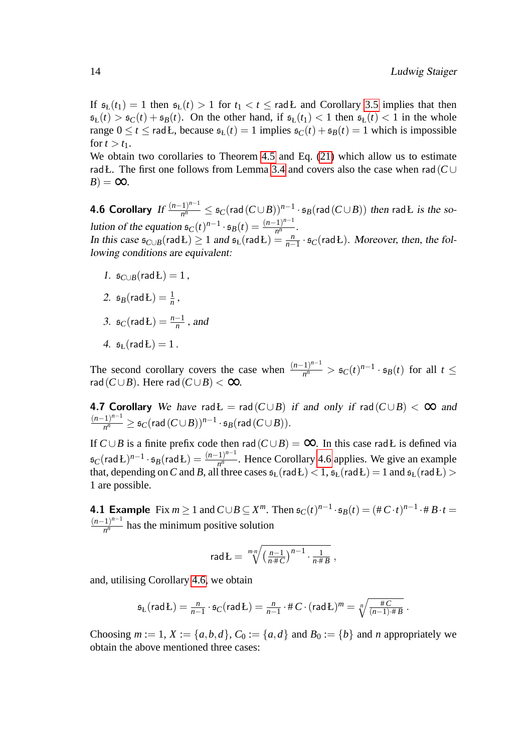If $\mathfrak{s}_Ł(t_1) = 1$ then $\mathfrak{s}_Ł(t) > 1$ for $t_1 < t \leq \mathrm{rad}\,Ł$ and Corollary 3.5 implies that then $\mathfrak{s}_Ł(t) > \mathfrak{s}_C(t) + \mathfrak{s}_B(t)$. On the other hand, if $\mathfrak{s}_Ł(t_1) < 1$ then $\mathfrak{s}_Ł(t) < 1$ in the whole range $0 \leq t \leq \mathrm{rad}\,Ł$, because $\mathfrak{s}_Ł(t) = 1$ implies $\mathfrak{s}_C(t) + \mathfrak{s}_B(t) = 1$ which is impossible for $t > t_1$.
We obtain two corollaries to Theorem 4.5 and Eq. (21) which allow us to estimate $\mathrm{rad}\,Ł$. The first one follows from Lemma 3.4 and covers also the case when $\mathrm{rad}\,(C \cup B) = \infty$.

**4.6 Corollary** *If* $\frac{(n-1)^{n-1}}{n^n} \leq \mathfrak{s}_C(\mathrm{rad}\,(C \cup B))^{n-1} \cdot \mathfrak{s}_B(\mathrm{rad}\,(C \cup B))$ *then* $\mathrm{rad}\,Ł$ *is the solution of the equation* $\mathfrak{s}_C(t)^{n-1} \cdot \mathfrak{s}_B(t) = \frac{(n-1)^{n-1}}{n^n}$.
*In this case* $\mathfrak{s}_{C \cup B}(\mathrm{rad}\,Ł) \geq 1$ *and* $\mathfrak{s}_Ł(\mathrm{rad}\,Ł) = \frac{n}{n-1} \cdot \mathfrak{s}_C(\mathrm{rad}\,Ł)$. *Moreover, then, the following conditions are equivalent:*

1. $\mathfrak{s}_{C \cup B}(\mathrm{rad}\,Ł) = 1$ ,
2. $\mathfrak{s}_B(\mathrm{rad}\,Ł) = \frac{1}{n}$ ,
3. $\mathfrak{s}_C(\mathrm{rad}\,Ł) = \frac{n-1}{n}$ , *and*
4. $\mathfrak{s}_Ł(\mathrm{rad}\,Ł) = 1$ .

The second corollary covers the case when $\frac{(n-1)^{n-1}}{n^n} > \mathfrak{s}_C(t)^{n-1} \cdot \mathfrak{s}_B(t)$ for all $t \leq \mathrm{rad}\,(C \cup B)$. Here $\mathrm{rad}\,(C \cup B) < \infty$.

**4.7 Corollary** *We have* $\mathrm{rad}\,Ł = \mathrm{rad}\,(C \cup B)$ *if and only if* $\mathrm{rad}\,(C \cup B) < \infty$ *and* $\frac{(n-1)^{n-1}}{n^n} \geq \mathfrak{s}_C(\mathrm{rad}\,(C \cup B))^{n-1} \cdot \mathfrak{s}_B(\mathrm{rad}\,(C \cup B))$.

If $C \cup B$ is a finite prefix code then $\mathrm{rad}\,(C \cup B) = \infty$. In this case $\mathrm{rad}\,Ł$ is defined via $\mathfrak{s}_C(\mathrm{rad}\,Ł)^{n-1} \cdot \mathfrak{s}_B(\mathrm{rad}\,Ł) = \frac{(n-1)^{n-1}}{n^n}$. Hence Corollary 4.6 applies. We give an example that, depending on $C$ and $B$, all three cases $\mathfrak{s}_Ł(\mathrm{rad}\,Ł) < 1$, $\mathfrak{s}_Ł(\mathrm{rad}\,Ł) = 1$ and $\mathfrak{s}_Ł(\mathrm{rad}\,Ł) > 1$ are possible.

**4.1 Example** Fix $m \geq 1$ and $C \cup B \subseteq X^m$. Then $\mathfrak{s}_C(t)^{n-1} \cdot \mathfrak{s}_B(t) = (\#\,C \cdot t)^{n-1} \cdot \#\,B \cdot t = \frac{(n-1)^{n-1}}{n^n}$ has the minimum positive solution

$$\mathrm{rad}\,Ł = \sqrt[m \cdot n]{\left(\frac{n-1}{n \cdot \#\,C}\right)^{n-1} \cdot \frac{1}{n \cdot \#\,B}}\ ,$$

and, utilising Corollary 4.6, we obtain

$$\mathfrak{s}_Ł(\mathrm{rad}\,Ł) = \frac{n}{n-1} \cdot \mathfrak{s}_C(\mathrm{rad}\,Ł) = \frac{n}{n-1} \cdot \#\,C \cdot (\mathrm{rad}\,Ł)^m = \sqrt[n]{\frac{\#\,C}{(n-1) \cdot \#\,B}}\ .$$

Choosing $m := 1$, $X := \{a, b, d\}$, $C_0 := \{a, d\}$ and $B_0 := \{b\}$ and $n$ appropriately we obtain the above mentioned three cases: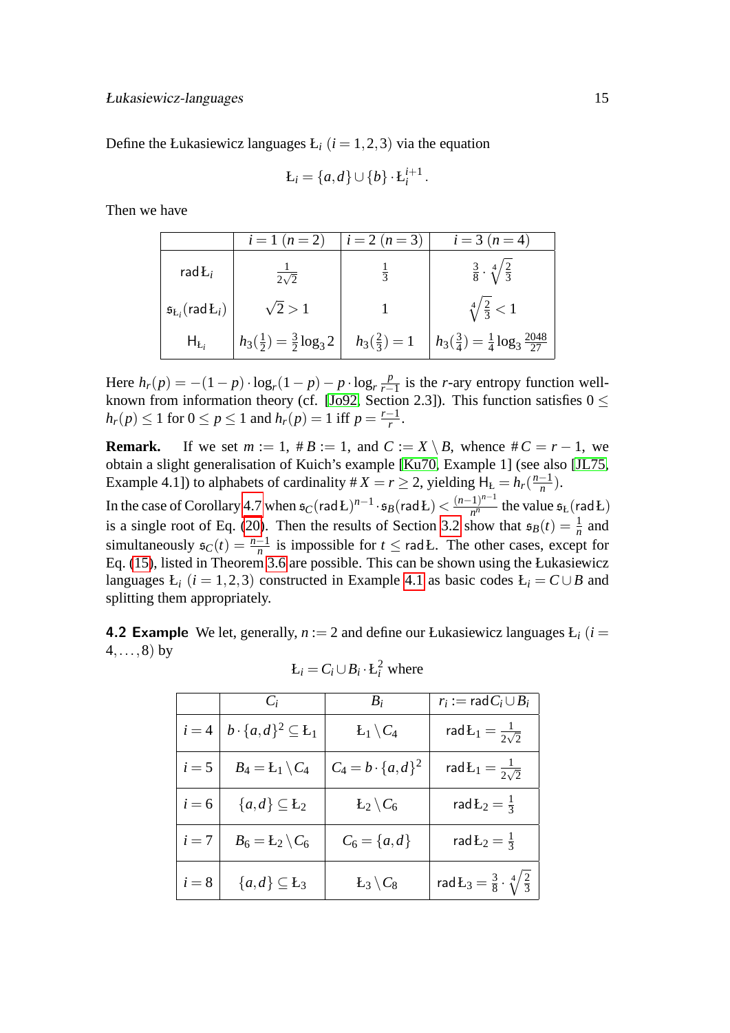Define the Łukasiewicz languages $Ł_i$ $(i = 1,2,3)$ via the equation

$$Ł_i = \{a,d\} \cup \{b\} \cdot Ł_i^{i+1}.$$

Then we have

| | $i = 1$ $(n = 2)$ | $i = 2$ $(n = 3)$ | $i = 3$ $(n = 4)$ |
|---|---|---|---|
| $\operatorname{rad} Ł_i$ | $\frac{1}{2\sqrt{2}}$ | $\frac{1}{3}$ | $\frac{3}{8} \cdot \sqrt[4]{\frac{2}{3}}$ |
| $\mathfrak{s}_{Ł_i}(\operatorname{rad} Ł_i)$ | $\sqrt{2} > 1$ | $1$ | $\sqrt[4]{\frac{2}{3}} < 1$ |
| $\mathsf{H}_{Ł_i}$ | $h_3(\frac{1}{2}) = \frac{3}{2}\log_3 2$ | $h_3(\frac{2}{3}) = 1$ | $h_3(\frac{3}{4}) = \frac{1}{4}\log_3 \frac{2048}{27}$ |

Here $h_r(p) = -(1-p)\cdot\log_r(1-p) - p\cdot\log_r \frac{p}{r-1}$ is the $r$-ary entropy function well-known from information theory (cf. [Jo92, Section 2.3]). This function satisfies $0 \le h_r(p) \le 1$ for $0 \le p \le 1$ and $h_r(p) = 1$ iff $p = \frac{r-1}{r}$.

**Remark.** If we set $m := 1$, $\# B := 1$, and $C := X \setminus B$, whence $\# C = r - 1$, we obtain a slight generalisation of Kuich's example [Ku70, Example 1] (see also [JL75, Example 4.1]) to alphabets of cardinality $\# X = r \ge 2$, yielding $\mathsf{H}_Ł = h_r(\frac{n-1}{n})$.

In the case of Corollary 4.7 when $\mathfrak{s}_C(\operatorname{rad} Ł)^{n-1} \cdot \mathfrak{s}_B(\operatorname{rad} Ł) < \frac{(n-1)^{n-1}}{n^n}$ the value $\mathfrak{s}_Ł(\operatorname{rad} Ł)$ is a single root of Eq. (20). Then the results of Section 3.2 show that $\mathfrak{s}_B(t) = \frac{1}{n}$ and simultaneously $\mathfrak{s}_C(t) = \frac{n-1}{n}$ is impossible for $t \le \operatorname{rad} Ł$. The other cases, except for Eq. (15), listed in Theorem 3.6 are possible. This can be shown using the Łukasiewicz languages $Ł_i$ $(i = 1,2,3)$ constructed in Example 4.1 as basic codes $Ł_i = C \cup B$ and splitting them appropriately.

**4.2 Example** We let, generally, $n := 2$ and define our Łukasiewicz languages $Ł_i$ $(i = 4,\ldots,8)$ by

$$Ł_i = C_i \cup B_i \cdot Ł_i^2 \text{ where}$$

| | $C_i$ | $B_i$ | $r_i := \operatorname{rad} C_i \cup B_i$ |
|---|---|---|---|
| $i = 4$ | $b \cdot \{a,d\}^2 \subseteq Ł_1$ | $Ł_1 \setminus C_4$ | $\operatorname{rad} Ł_1 = \frac{1}{2\sqrt{2}}$ |
| $i = 5$ | $B_4 = Ł_1 \setminus C_4$ | $C_4 = b \cdot \{a,d\}^2$ | $\operatorname{rad} Ł_1 = \frac{1}{2\sqrt{2}}$ |
| $i = 6$ | $\{a,d\} \subseteq Ł_2$ | $Ł_2 \setminus C_6$ | $\operatorname{rad} Ł_2 = \frac{1}{3}$ |
| $i = 7$ | $B_6 = Ł_2 \setminus C_6$ | $C_6 = \{a,d\}$ | $\operatorname{rad} Ł_2 = \frac{1}{3}$ |
| $i = 8$ | $\{a,d\} \subseteq Ł_3$ | $Ł_3 \setminus C_8$ | $\operatorname{rad} Ł_3 = \frac{3}{8} \cdot \sqrt[4]{\frac{2}{3}}$ |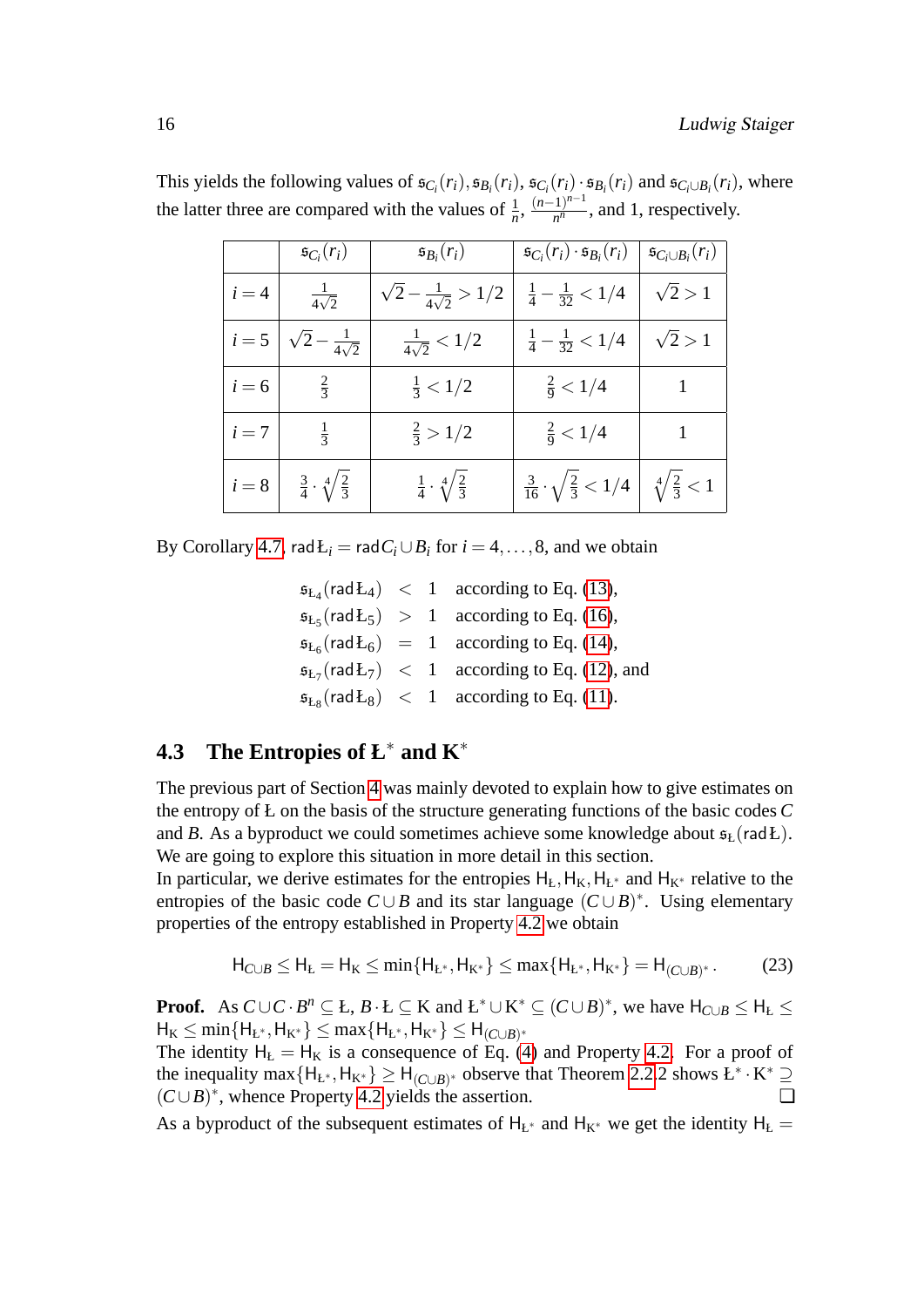This yields the following values of $\mathfrak{s}_{C_i}(r_i), \mathfrak{s}_{B_i}(r_i)$, $\mathfrak{s}_{C_i}(r_i) \cdot \mathfrak{s}_{B_i}(r_i)$ and $\mathfrak{s}_{C_i \cup B_i}(r_i)$, where the latter three are compared with the values of $\frac{1}{n}$, $\frac{(n-1)^{n-1}}{n^n}$, and 1, respectively.

| | $\mathfrak{s}_{C_i}(r_i)$ | $\mathfrak{s}_{B_i}(r_i)$ | $\mathfrak{s}_{C_i}(r_i) \cdot \mathfrak{s}_{B_i}(r_i)$ | $\mathfrak{s}_{C_i \cup B_i}(r_i)$ |
|---|---|---|---|---|
| $i=4$ | $\frac{1}{4\sqrt{2}}$ | $\sqrt{2} - \frac{1}{4\sqrt{2}} > 1/2$ | $\frac{1}{4} - \frac{1}{32} < 1/4$ | $\sqrt{2} > 1$ |
| $i=5$ | $\sqrt{2} - \frac{1}{4\sqrt{2}}$ | $\frac{1}{4\sqrt{2}} < 1/2$ | $\frac{1}{4} - \frac{1}{32} < 1/4$ | $\sqrt{2} > 1$ |
| $i=6$ | $\frac{2}{3}$ | $\frac{1}{3} < 1/2$ | $\frac{2}{9} < 1/4$ | $1$ |
| $i=7$ | $\frac{1}{3}$ | $\frac{2}{3} > 1/2$ | $\frac{2}{9} < 1/4$ | $1$ |
| $i=8$ | $\frac{3}{4} \cdot \sqrt[4]{\frac{2}{3}}$ | $\frac{1}{4} \cdot \sqrt[4]{\frac{2}{3}}$ | $\frac{3}{16} \cdot \sqrt{\frac{2}{3}} < 1/4$ | $\sqrt[4]{\frac{2}{3}} < 1$ |

By Corollary 4.7, $\mathrm{rad}\, Ł_i = \mathrm{rad}\, C_i \cup B_i$ for $i = 4, \ldots, 8$, and we obtain

$$
\begin{array}{lcll}
\mathfrak{s}_{Ł_4}(\mathrm{rad}\, Ł_4) & < & 1 & \text{according to Eq. (13),} \\
\mathfrak{s}_{Ł_5}(\mathrm{rad}\, Ł_5) & > & 1 & \text{according to Eq. (16),} \\
\mathfrak{s}_{Ł_6}(\mathrm{rad}\, Ł_6) & = & 1 & \text{according to Eq. (14),} \\
\mathfrak{s}_{Ł_7}(\mathrm{rad}\, Ł_7) & < & 1 & \text{according to Eq. (12), and} \\
\mathfrak{s}_{Ł_8}(\mathrm{rad}\, Ł_8) & < & 1 & \text{according to Eq. (11).}
\end{array}
$$

### 4.3 The Entropies of $Ł^*$ and $K^*$

The previous part of Section 4 was mainly devoted to explain how to give estimates on the entropy of Ł on the basis of the structure generating functions of the basic codes $C$ and $B$. As a byproduct we could sometimes achieve some knowledge about $\mathfrak{s}_Ł(\mathrm{rad}\, Ł)$. We are going to explore this situation in more detail in this section.

In particular, we derive estimates for the entropies $\mathsf{H}_Ł, \mathsf{H}_K, \mathsf{H}_{Ł^*}$ and $\mathsf{H}_{K^*}$ relative to the entropies of the basic code $C \cup B$ and its star language $(C \cup B)^*$. Using elementary properties of the entropy established in Property 4.2 we obtain

$$\mathsf{H}_{C \cup B} \leq \mathsf{H}_Ł = \mathsf{H}_K \leq \min\{\mathsf{H}_{Ł^*}, \mathsf{H}_{K^*}\} \leq \max\{\mathsf{H}_{Ł^*}, \mathsf{H}_{K^*}\} = \mathsf{H}_{(C \cup B)^*}. \tag{23}$$

**Proof.** As $C \cup C \cdot B^n \subseteq Ł$, $B \cdot Ł \subseteq K$ and $Ł^* \cup K^* \subseteq (C \cup B)^*$, we have $\mathsf{H}_{C \cup B} \leq \mathsf{H}_Ł \leq \mathsf{H}_K \leq \min\{\mathsf{H}_{Ł^*}, \mathsf{H}_{K^*}\} \leq \max\{\mathsf{H}_{Ł^*}, \mathsf{H}_{K^*}\} \leq \mathsf{H}_{(C \cup B)^*}$

The identity $\mathsf{H}_Ł = \mathsf{H}_K$ is a consequence of Eq. (4) and Property 4.2. For a proof of the inequality $\max\{\mathsf{H}_{Ł^*}, \mathsf{H}_{K^*}\} \geq \mathsf{H}_{(C \cup B)^*}$ observe that Theorem 2.2.2 shows $Ł^* \cdot K^* \supseteq (C \cup B)^*$, whence Property 4.2 yields the assertion. ❑

As a byproduct of the subsequent estimates of $\mathsf{H}_{Ł^*}$ and $\mathsf{H}_{K^*}$ we get the identity $\mathsf{H}_Ł =$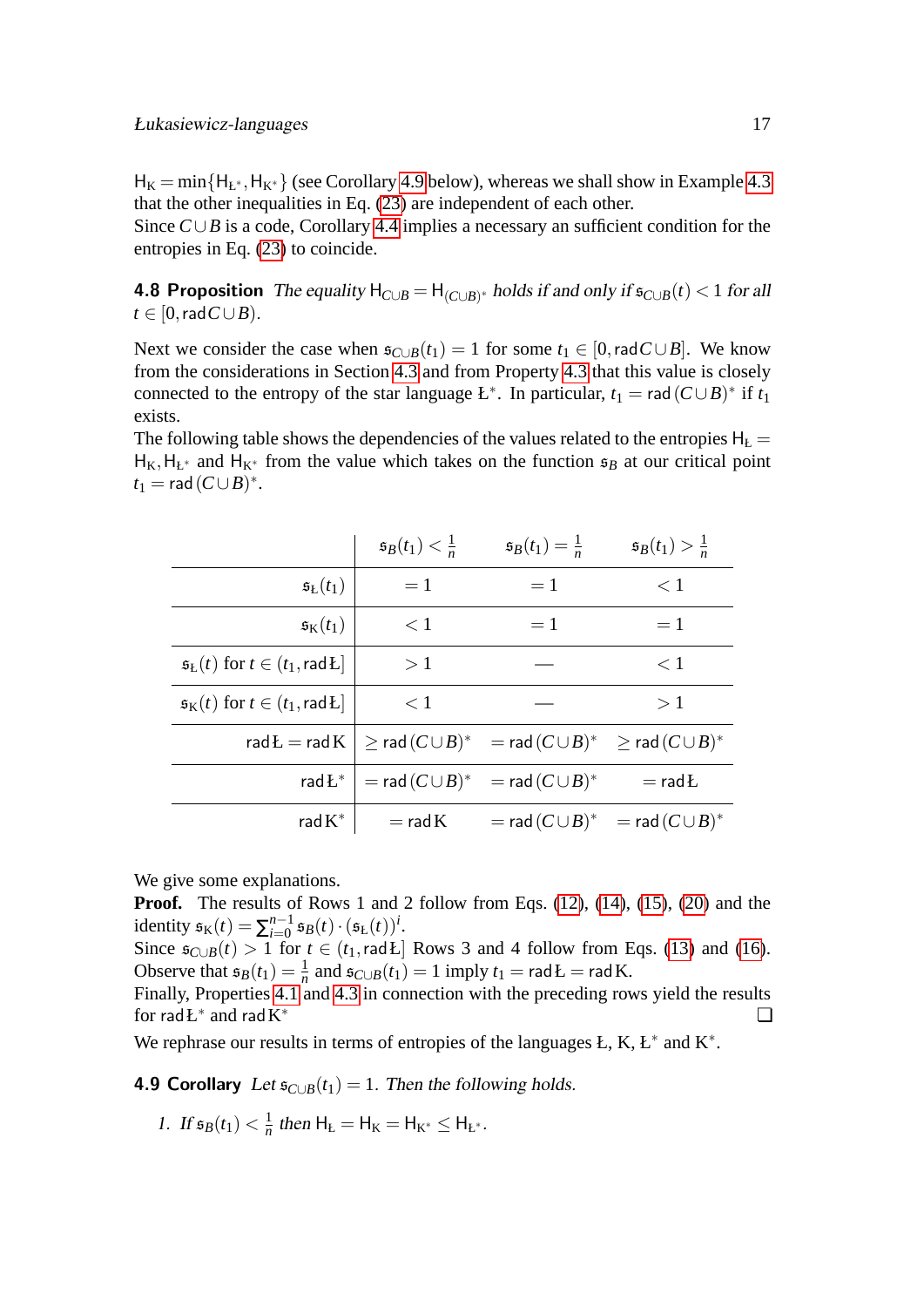$\mathsf{H}_{\mathrm{K}} = \min\{\mathsf{H}_{\mathrm{Ł}^*}, \mathsf{H}_{\mathrm{K}^*}\}$ (see Corollary 4.9 below), whereas we shall show in Example 4.3 that the other inequalities in Eq. (23) are independent of each other.
Since $C \cup B$ is a code, Corollary 4.4 implies a necessary an sufficient condition for the entropies in Eq. (23) to coincide.

**4.8 Proposition** *The equality $\mathsf{H}_{C\cup B} = \mathsf{H}_{(C\cup B)^*}$ holds if and only if $\mathfrak{s}_{C\cup B}(t) < 1$ for all $t \in [0, \mathrm{rad}\, C \cup B)$.*

Next we consider the case when $\mathfrak{s}_{C\cup B}(t_1) = 1$ for some $t_1 \in [0, \mathrm{rad}\, C \cup B]$. We know from the considerations in Section 4.3 and from Property 4.3 that this value is closely connected to the entropy of the star language $\mathrm{Ł}^*$. In particular, $t_1 = \mathrm{rad}\,(C \cup B)^*$ if $t_1$ exists.
The following table shows the dependencies of the values related to the entropies $\mathsf{H}_{\mathrm{Ł}} = \mathsf{H}_{\mathrm{K}}, \mathsf{H}_{\mathrm{Ł}^*}$ and $\mathsf{H}_{\mathrm{K}^*}$ from the value which takes on the function $\mathfrak{s}_B$ at our critical point $t_1 = \mathrm{rad}\,(C \cup B)^*$.

| | $\mathfrak{s}_B(t_1) < \frac{1}{n}$ | $\mathfrak{s}_B(t_1) = \frac{1}{n}$ | $\mathfrak{s}_B(t_1) > \frac{1}{n}$ |
|---|---|---|---|
| $\mathfrak{s}_{\mathrm{Ł}}(t_1)$ | $= 1$ | $= 1$ | $< 1$ |
| $\mathfrak{s}_{\mathrm{K}}(t_1)$ | $< 1$ | $= 1$ | $= 1$ |
| $\mathfrak{s}_{\mathrm{Ł}}(t)$ for $t \in (t_1, \mathrm{rad}\,\mathrm{Ł}]$ | $> 1$ | — | $< 1$ |
| $\mathfrak{s}_{\mathrm{K}}(t)$ for $t \in (t_1, \mathrm{rad}\,\mathrm{Ł}]$ | $< 1$ | — | $> 1$ |
| $\mathrm{rad}\,\mathrm{Ł} = \mathrm{rad}\,\mathrm{K}$ | $\geq \mathrm{rad}\,(C \cup B)^*$ | $= \mathrm{rad}\,(C \cup B)^*$ | $\geq \mathrm{rad}\,(C \cup B)^*$ |
| $\mathrm{rad}\,\mathrm{Ł}^*$ | $= \mathrm{rad}\,(C \cup B)^*$ | $= \mathrm{rad}\,(C \cup B)^*$ | $= \mathrm{rad}\,\mathrm{Ł}$ |
| $\mathrm{rad}\,\mathrm{K}^*$ | $= \mathrm{rad}\,\mathrm{K}$ | $= \mathrm{rad}\,(C \cup B)^*$ | $= \mathrm{rad}\,(C \cup B)^*$ |

We give some explanations.
**Proof.** The results of Rows 1 and 2 follow from Eqs. (12), (14), (15), (20) and the identity $\mathfrak{s}_{\mathrm{K}}(t) = \sum_{i=0}^{n-1} \mathfrak{s}_B(t) \cdot (\mathfrak{s}_{\mathrm{Ł}}(t))^i$.
Since $\mathfrak{s}_{C\cup B}(t) > 1$ for $t \in (t_1, \mathrm{rad}\,\mathrm{Ł}]$ Rows 3 and 4 follow from Eqs. (13) and (16).
Observe that $\mathfrak{s}_B(t_1) = \frac{1}{n}$ and $\mathfrak{s}_{C\cup B}(t_1) = 1$ imply $t_1 = \mathrm{rad}\,\mathrm{Ł} = \mathrm{rad}\,\mathrm{K}$.
Finally, Properties 4.1 and 4.3 in connection with the preceding rows yield the results for $\mathrm{rad}\,\mathrm{Ł}^*$ and $\mathrm{rad}\,\mathrm{K}^*$ ❑

We rephrase our results in terms of entropies of the languages Ł, K, $\mathrm{Ł}^*$ and $\mathrm{K}^*$.

**4.9 Corollary** *Let $\mathfrak{s}_{C\cup B}(t_1) = 1$. Then the following holds.*

1. *If $\mathfrak{s}_B(t_1) < \frac{1}{n}$ then $\mathsf{H}_{\mathrm{Ł}} = \mathsf{H}_{\mathrm{K}} = \mathsf{H}_{\mathrm{K}^*} \leq \mathsf{H}_{\mathrm{Ł}^*}$.*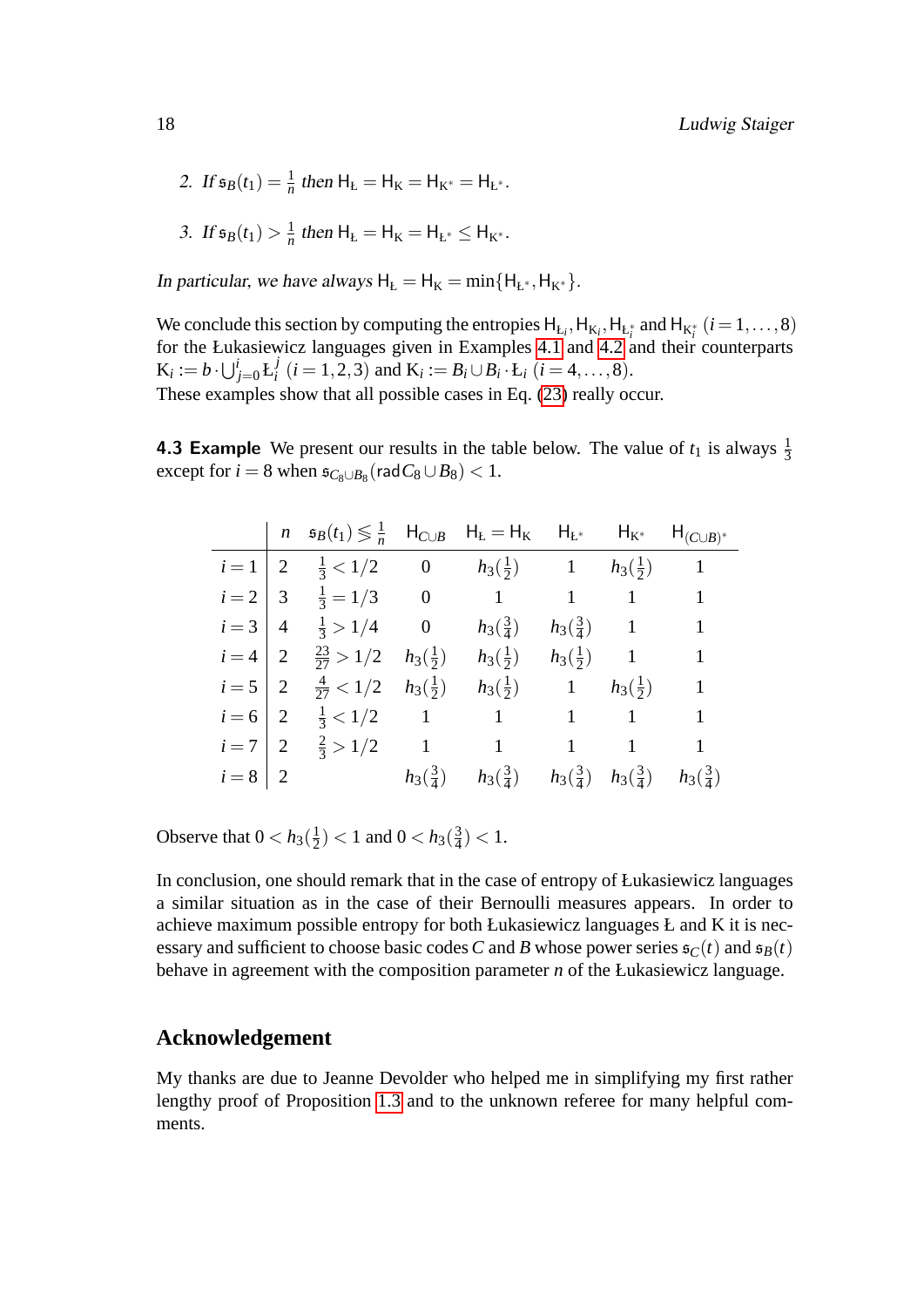2. *If* $\mathfrak{s}_B(t_1) = \frac{1}{n}$ *then* $\mathsf{H}_{\text{Ł}} = \mathsf{H}_{\text{K}} = \mathsf{H}_{\text{K}^*} = \mathsf{H}_{\text{Ł}^*}$.

3. *If* $\mathfrak{s}_B(t_1) > \frac{1}{n}$ *then* $\mathsf{H}_{\text{Ł}} = \mathsf{H}_{\text{K}} = \mathsf{H}_{\text{Ł}^*} \leq \mathsf{H}_{\text{K}^*}$.

*In particular, we have always* $\mathsf{H}_{\text{Ł}} = \mathsf{H}_{\text{K}} = \min\{\mathsf{H}_{\text{Ł}^*}, \mathsf{H}_{\text{K}^*}\}$.

We conclude this section by computing the entropies $\mathsf{H}_{\text{Ł}_i}, \mathsf{H}_{\text{K}_i}, \mathsf{H}_{\text{Ł}_i^*}$ and $\mathsf{H}_{\text{K}_i^*}$ $(i = 1, \ldots, 8)$ for the Łukasiewicz languages given in Examples 4.1 and 4.2 and their counterparts $\text{K}_i := b \cdot \bigcup_{j=0}^{i} \text{Ł}_i^j$ $(i = 1, 2, 3)$ and $\text{K}_i := B_i \cup B_i \cdot \text{Ł}_i$ $(i = 4, \ldots, 8)$.
These examples show that all possible cases in Eq. (23) really occur.

**4.3 Example** We present our results in the table below. The value of $t_1$ is always $\frac{1}{3}$ except for $i = 8$ when $\mathfrak{s}_{C_8 \cup B_8}(\text{rad}\, C_8 \cup B_8) < 1$.

| | $n$ | $\mathfrak{s}_B(t_1) \lesseqgtr \frac{1}{n}$ | $\mathsf{H}_{C \cup B}$ | $\mathsf{H}_{\text{Ł}} = \mathsf{H}_{\text{K}}$ | $\mathsf{H}_{\text{Ł}^*}$ | $\mathsf{H}_{\text{K}^*}$ | $\mathsf{H}_{(C \cup B)^*}$ |
|---|---|---|---|---|---|---|---|
| $i = 1$ | 2 | $\frac{1}{3} < 1/2$ | 0 | $h_3(\frac{1}{2})$ | 1 | $h_3(\frac{1}{2})$ | 1 |
| $i = 2$ | 3 | $\frac{1}{3} = 1/3$ | 0 | 1 | 1 | 1 | 1 |
| $i = 3$ | 4 | $\frac{1}{3} > 1/4$ | 0 | $h_3(\frac{3}{4})$ | $h_3(\frac{3}{4})$ | 1 | 1 |
| $i = 4$ | 2 | $\frac{23}{27} > 1/2$ | $h_3(\frac{1}{2})$ | $h_3(\frac{1}{2})$ | $h_3(\frac{1}{2})$ | 1 | 1 |
| $i = 5$ | 2 | $\frac{4}{27} < 1/2$ | $h_3(\frac{1}{2})$ | $h_3(\frac{1}{2})$ | 1 | $h_3(\frac{1}{2})$ | 1 |
| $i = 6$ | 2 | $\frac{1}{3} < 1/2$ | 1 | 1 | 1 | 1 | 1 |
| $i = 7$ | 2 | $\frac{2}{3} > 1/2$ | 1 | 1 | 1 | 1 | 1 |
| $i = 8$ | 2 | | $h_3(\frac{3}{4})$ | $h_3(\frac{3}{4})$ | $h_3(\frac{3}{4})$ | $h_3(\frac{3}{4})$ | $h_3(\frac{3}{4})$ |

Observe that $0 < h_3(\frac{1}{2}) < 1$ and $0 < h_3(\frac{3}{4}) < 1$.

In conclusion, one should remark that in the case of entropy of Łukasiewicz languages a similar situation as in the case of their Bernoulli measures appears. In order to achieve maximum possible entropy for both Łukasiewicz languages Ł and K it is necessary and sufficient to choose basic codes $C$ and $B$ whose power series $\mathfrak{s}_C(t)$ and $\mathfrak{s}_B(t)$ behave in agreement with the composition parameter $n$ of the Łukasiewicz language.

## Acknowledgement

My thanks are due to Jeanne Devolder who helped me in simplifying my first rather lengthy proof of Proposition 1.3 and to the unknown referee for many helpful comments.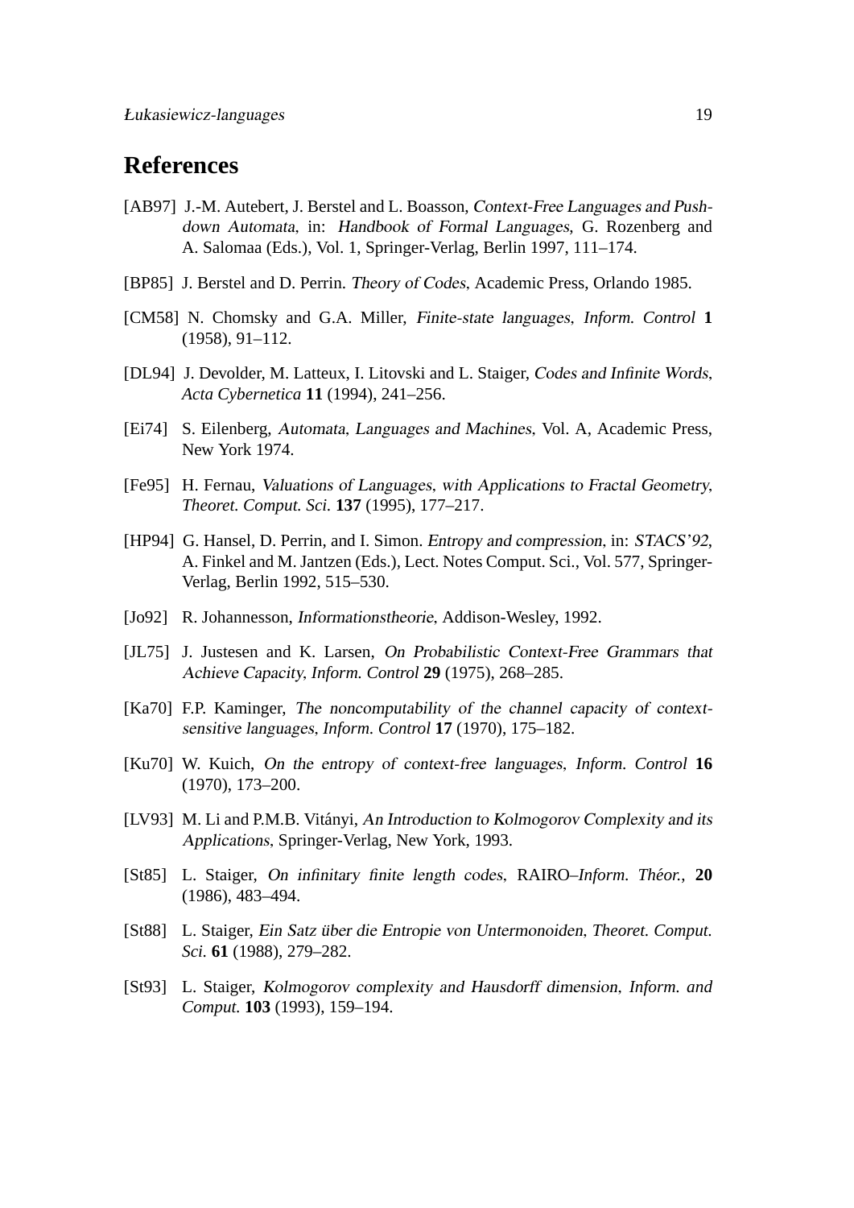## References

[AB97] J.-M. Autebert, J. Berstel and L. Boasson, *Context-Free Languages and Pushdown Automata*, in: *Handbook of Formal Languages*, G. Rozenberg and A. Salomaa (Eds.), Vol. 1, Springer-Verlag, Berlin 1997, 111–174.

[BP85] J. Berstel and D. Perrin. *Theory of Codes*, Academic Press, Orlando 1985.

[CM58] N. Chomsky and G.A. Miller, *Finite-state languages*, *Inform. Control* **1** (1958), 91–112.

[DL94] J. Devolder, M. Latteux, I. Litovski and L. Staiger, *Codes and Infinite Words*, *Acta Cybernetica* **11** (1994), 241–256.

[Ei74] S. Eilenberg, *Automata, Languages and Machines*, Vol. A, Academic Press, New York 1974.

[Fe95] H. Fernau, *Valuations of Languages, with Applications to Fractal Geometry*, *Theoret. Comput. Sci.* **137** (1995), 177–217.

[HP94] G. Hansel, D. Perrin, and I. Simon. *Entropy and compression*, in: *STACS'92*, A. Finkel and M. Jantzen (Eds.), Lect. Notes Comput. Sci., Vol. 577, Springer-Verlag, Berlin 1992, 515–530.

[Jo92] R. Johannesson, *Informationstheorie*, Addison-Wesley, 1992.

[JL75] J. Justesen and K. Larsen, *On Probabilistic Context-Free Grammars that Achieve Capacity*, *Inform. Control* **29** (1975), 268–285.

[Ka70] F.P. Kaminger, *The noncomputability of the channel capacity of context-sensitive languages*, *Inform. Control* **17** (1970), 175–182.

[Ku70] W. Kuich, *On the entropy of context-free languages*, *Inform. Control* **16** (1970), 173–200.

[LV93] M. Li and P.M.B. Vitányi, *An Introduction to Kolmogorov Complexity and its Applications*, Springer-Verlag, New York, 1993.

[St85] L. Staiger, *On infinitary finite length codes*, RAIRO–*Inform. Théor.*, **20** (1986), 483–494.

[St88] L. Staiger, *Ein Satz über die Entropie von Untermonoiden*, *Theoret. Comput. Sci.* **61** (1988), 279–282.

[St93] L. Staiger, *Kolmogorov complexity and Hausdorff dimension*, *Inform. and Comput.* **103** (1993), 159–194.